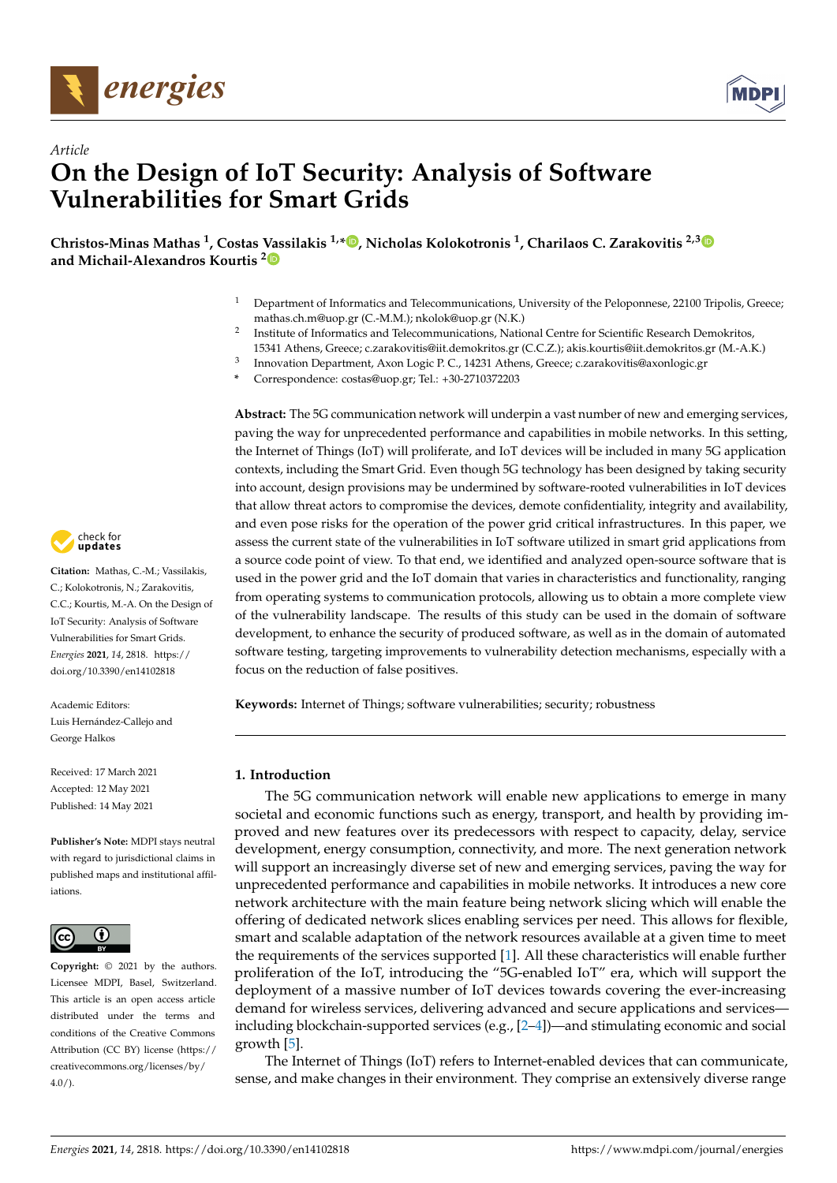*Article*

# On the Design of IoT Security: Analysis of Software Vulnerabilities for Smart Grids

**Christos-Minas Mathas [1], Costas Vassilakis [1,*], Nicholas Kolokotronis [1], Charilaos C. Zarakovitis [2,3] and Michail-Alexandros Kourtis [2]**

[1] Department of Informatics and Telecommunications, University of the Peloponnese, 22100 Tripolis, Greece; mathas.ch.m@uop.gr (C.-M.M.); nkolok@uop.gr (N.K.)

[2] Institute of Informatics and Telecommunications, National Centre for Scientific Research Demokritos, 15341 Athens, Greece; c.zarakovitis@iit.demokritos.gr (C.C.Z.); akis.kourtis@iit.demokritos.gr (M.-A.K.)

[3] Innovation Department, Axon Logic P. C., 14231 Athens, Greece; c.zarakovitis@axonlogic.gr

* Correspondence: costas@uop.gr; Tel.: +30-2710372203

**Citation:** Mathas, C.-M.; Vassilakis, C.; Kolokotronis, N.; Zarakovitis, C.C.; Kourtis, M.-A. On the Design of IoT Security: Analysis of Software Vulnerabilities for Smart Grids. *Energies* **2021**, *14*, 2818. https://doi.org/10.3390/en14102818

Academic Editors: Luis Hernández-Callejo and George Halkos

Received: 17 March 2021
Accepted: 12 May 2021
Published: 14 May 2021

**Publisher's Note:** MDPI stays neutral with regard to jurisdictional claims in published maps and institutional affiliations.

**Copyright:** © 2021 by the authors. Licensee MDPI, Basel, Switzerland. This article is an open access article distributed under the terms and conditions of the Creative Commons Attribution (CC BY) license (https://creativecommons.org/licenses/by/4.0/).

**Abstract:** The 5G communication network will underpin a vast number of new and emerging services, paving the way for unprecedented performance and capabilities in mobile networks. In this setting, the Internet of Things (IoT) will proliferate, and IoT devices will be included in many 5G application contexts, including the Smart Grid. Even though 5G technology has been designed by taking security into account, design provisions may be undermined by software-rooted vulnerabilities in IoT devices that allow threat actors to compromise the devices, demote confidentiality, integrity and availability, and even pose risks for the operation of the power grid critical infrastructures. In this paper, we assess the current state of the vulnerabilities in IoT software utilized in smart grid applications from a source code point of view. To that end, we identified and analyzed open-source software that is used in the power grid and the IoT domain that varies in characteristics and functionality, ranging from operating systems to communication protocols, allowing us to obtain a more complete view of the vulnerability landscape. The results of this study can be used in the domain of software development, to enhance the security of produced software, as well as in the domain of automated software testing, targeting improvements to vulnerability detection mechanisms, especially with a focus on the reduction of false positives.

**Keywords:** Internet of Things; software vulnerabilities; security; robustness

## 1. Introduction

The 5G communication network will enable new applications to emerge in many societal and economic functions such as energy, transport, and health by providing improved and new features over its predecessors with respect to capacity, delay, service development, energy consumption, connectivity, and more. The next generation network will support an increasingly diverse set of new and emerging services, paving the way for unprecedented performance and capabilities in mobile networks. It introduces a new core network architecture with the main feature being network slicing which will enable the offering of dedicated network slices enabling services per need. This allows for flexible, smart and scalable adaptation of the network resources available at a given time to meet the requirements of the services supported [1]. All these characteristics will enable further proliferation of the IoT, introducing the "5G-enabled IoT" era, which will support the deployment of a massive number of IoT devices towards covering the ever-increasing demand for wireless services, delivering advanced and secure applications and services—including blockchain-supported services (e.g., [2–4])—and stimulating economic and social growth [5].

The Internet of Things (IoT) refers to Internet-enabled devices that can communicate, sense, and make changes in their environment. They comprise an extensively diverse range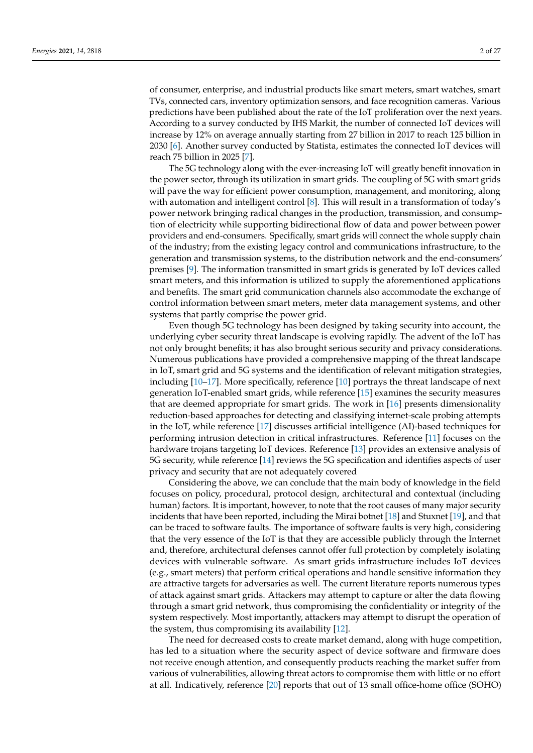of consumer, enterprise, and industrial products like smart meters, smart watches, smart TVs, connected cars, inventory optimization sensors, and face recognition cameras. Various predictions have been published about the rate of the IoT proliferation over the next years. According to a survey conducted by IHS Markit, the number of connected IoT devices will increase by 12% on average annually starting from 27 billion in 2017 to reach 125 billion in 2030 [6]. Another survey conducted by Statista, estimates the connected IoT devices will reach 75 billion in 2025 [7].

The 5G technology along with the ever-increasing IoT will greatly benefit innovation in the power sector, through its utilization in smart grids. The coupling of 5G with smart grids will pave the way for efficient power consumption, management, and monitoring, along with automation and intelligent control [8]. This will result in a transformation of today's power network bringing radical changes in the production, transmission, and consumption of electricity while supporting bidirectional flow of data and power between power providers and end-consumers. Specifically, smart grids will connect the whole supply chain of the industry; from the existing legacy control and communications infrastructure, to the generation and transmission systems, to the distribution network and the end-consumers' premises [9]. The information transmitted in smart grids is generated by IoT devices called smart meters, and this information is utilized to supply the aforementioned applications and benefits. The smart grid communication channels also accommodate the exchange of control information between smart meters, meter data management systems, and other systems that partly comprise the power grid.

Even though 5G technology has been designed by taking security into account, the underlying cyber security threat landscape is evolving rapidly. The advent of the IoT has not only brought benefits; it has also brought serious security and privacy considerations. Numerous publications have provided a comprehensive mapping of the threat landscape in IoT, smart grid and 5G systems and the identification of relevant mitigation strategies, including [10–17]. More specifically, reference [10] portrays the threat landscape of next generation IoT-enabled smart grids, while reference [15] examines the security measures that are deemed appropriate for smart grids. The work in [16] presents dimensionality reduction-based approaches for detecting and classifying internet-scale probing attempts in the IoT, while reference [17] discusses artificial intelligence (AI)-based techniques for performing intrusion detection in critical infrastructures. Reference [11] focuses on the hardware trojans targeting IoT devices. Reference [13] provides an extensive analysis of 5G security, while reference [14] reviews the 5G specification and identifies aspects of user privacy and security that are not adequately covered

Considering the above, we can conclude that the main body of knowledge in the field focuses on policy, procedural, protocol design, architectural and contextual (including human) factors. It is important, however, to note that the root causes of many major security incidents that have been reported, including the Mirai botnet [18] and Stuxnet [19], and that can be traced to software faults. The importance of software faults is very high, considering that the very essence of the IoT is that they are accessible publicly through the Internet and, therefore, architectural defenses cannot offer full protection by completely isolating devices with vulnerable software. As smart grids infrastructure includes IoT devices (e.g., smart meters) that perform critical operations and handle sensitive information they are attractive targets for adversaries as well. The current literature reports numerous types of attack against smart grids. Attackers may attempt to capture or alter the data flowing through a smart grid network, thus compromising the confidentiality or integrity of the system respectively. Most importantly, attackers may attempt to disrupt the operation of the system, thus compromising its availability [12].

The need for decreased costs to create market demand, along with huge competition, has led to a situation where the security aspect of device software and firmware does not receive enough attention, and consequently products reaching the market suffer from various of vulnerabilities, allowing threat actors to compromise them with little or no effort at all. Indicatively, reference [20] reports that out of 13 small office-home office (SOHO)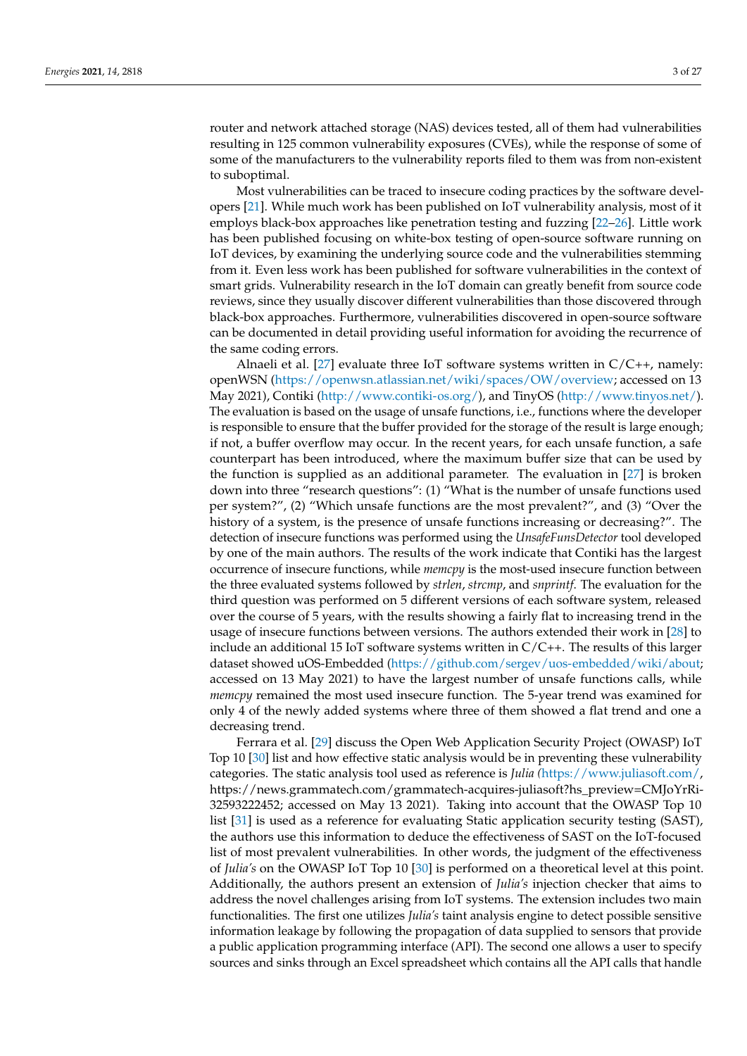router and network attached storage (NAS) devices tested, all of them had vulnerabilities resulting in 125 common vulnerability exposures (CVEs), while the response of some of some of the manufacturers to the vulnerability reports filed to them was from non-existent to suboptimal.

Most vulnerabilities can be traced to insecure coding practices by the software developers [21]. While much work has been published on IoT vulnerability analysis, most of it employs black-box approaches like penetration testing and fuzzing [22–26]. Little work has been published focusing on white-box testing of open-source software running on IoT devices, by examining the underlying source code and the vulnerabilities stemming from it. Even less work has been published for software vulnerabilities in the context of smart grids. Vulnerability research in the IoT domain can greatly benefit from source code reviews, since they usually discover different vulnerabilities than those discovered through black-box approaches. Furthermore, vulnerabilities discovered in open-source software can be documented in detail providing useful information for avoiding the recurrence of the same coding errors.

Alnaeli et al. [27] evaluate three IoT software systems written in C/C++, namely: openWSN (https://openwsn.atlassian.net/wiki/spaces/OW/overview; accessed on 13 May 2021), Contiki (http://www.contiki-os.org/), and TinyOS (http://www.tinyos.net/). The evaluation is based on the usage of unsafe functions, i.e., functions where the developer is responsible to ensure that the buffer provided for the storage of the result is large enough; if not, a buffer overflow may occur. In the recent years, for each unsafe function, a safe counterpart has been introduced, where the maximum buffer size that can be used by the function is supplied as an additional parameter. The evaluation in [27] is broken down into three "research questions": (1) "What is the number of unsafe functions used per system?", (2) "Which unsafe functions are the most prevalent?", and (3) "Over the history of a system, is the presence of unsafe functions increasing or decreasing?". The detection of insecure functions was performed using the *UnsafeFunsDetector* tool developed by one of the main authors. The results of the work indicate that Contiki has the largest occurrence of insecure functions, while *memcpy* is the most-used insecure function between the three evaluated systems followed by *strlen*, *strcmp*, and *snprintf*. The evaluation for the third question was performed on 5 different versions of each software system, released over the course of 5 years, with the results showing a fairly flat to increasing trend in the usage of insecure functions between versions. The authors extended their work in [28] to include an additional 15 IoT software systems written in C/C++. The results of this larger dataset showed uOS-Embedded (https://github.com/sergev/uos-embedded/wiki/about; accessed on 13 May 2021) to have the largest number of unsafe functions calls, while *memcpy* remained the most used insecure function. The 5-year trend was examined for only 4 of the newly added systems where three of them showed a flat trend and one a decreasing trend.

Ferrara et al. [29] discuss the Open Web Application Security Project (OWASP) IoT Top 10 [30] list and how effective static analysis would be in preventing these vulnerability categories. The static analysis tool used as reference is *Julia* (https://www.juliasoft.com/, https://news.grammatech.com/grammatech-acquires-juliasoft?hs_preview=CMJoYrRi-32593222452; accessed on May 13 2021). Taking into account that the OWASP Top 10 list [31] is used as a reference for evaluating Static application security testing (SAST), the authors use this information to deduce the effectiveness of SAST on the IoT-focused list of most prevalent vulnerabilities. In other words, the judgment of the effectiveness of *Julia's* on the OWASP IoT Top 10 [30] is performed on a theoretical level at this point. Additionally, the authors present an extension of *Julia's* injection checker that aims to address the novel challenges arising from IoT systems. The extension includes two main functionalities. The first one utilizes *Julia's* taint analysis engine to detect possible sensitive information leakage by following the propagation of data supplied to sensors that provide a public application programming interface (API). The second one allows a user to specify sources and sinks through an Excel spreadsheet which contains all the API calls that handle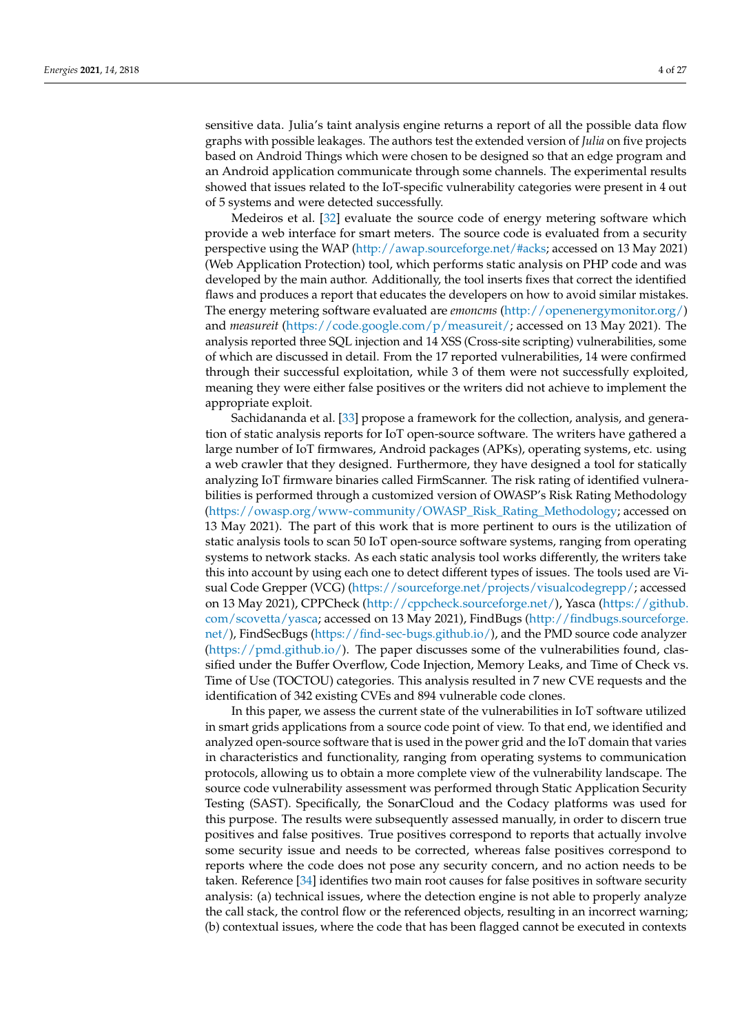sensitive data. Julia's taint analysis engine returns a report of all the possible data flow graphs with possible leakages. The authors test the extended version of *Julia* on five projects based on Android Things which were chosen to be designed so that an edge program and an Android application communicate through some channels. The experimental results showed that issues related to the IoT-specific vulnerability categories were present in 4 out of 5 systems and were detected successfully.

Medeiros et al. [32] evaluate the source code of energy metering software which provide a web interface for smart meters. The source code is evaluated from a security perspective using the WAP (http://awap.sourceforge.net/#acks; accessed on 13 May 2021) (Web Application Protection) tool, which performs static analysis on PHP code and was developed by the main author. Additionally, the tool inserts fixes that correct the identified flaws and produces a report that educates the developers on how to avoid similar mistakes. The energy metering software evaluated are *emoncms* (http://openenergymonitor.org/) and *measureit* (https://code.google.com/p/measureit/; accessed on 13 May 2021). The analysis reported three SQL injection and 14 XSS (Cross-site scripting) vulnerabilities, some of which are discussed in detail. From the 17 reported vulnerabilities, 14 were confirmed through their successful exploitation, while 3 of them were not successfully exploited, meaning they were either false positives or the writers did not achieve to implement the appropriate exploit.

Sachidananda et al. [33] propose a framework for the collection, analysis, and generation of static analysis reports for IoT open-source software. The writers have gathered a large number of IoT firmwares, Android packages (APKs), operating systems, etc. using a web crawler that they designed. Furthermore, they have designed a tool for statically analyzing IoT firmware binaries called FirmScanner. The risk rating of identified vulnerabilities is performed through a customized version of OWASP's Risk Rating Methodology (https://owasp.org/www-community/OWASP_Risk_Rating_Methodology; accessed on 13 May 2021). The part of this work that is more pertinent to ours is the utilization of static analysis tools to scan 50 IoT open-source software systems, ranging from operating systems to network stacks. As each static analysis tool works differently, the writers take this into account by using each one to detect different types of issues. The tools used are Visual Code Grepper (VCG) (https://sourceforge.net/projects/visualcodegrepp/; accessed on 13 May 2021), CPPCheck (http://cppcheck.sourceforge.net/), Yasca (https://github.com/scovetta/yasca; accessed on 13 May 2021), FindBugs (http://findbugs.sourceforge.net/), FindSecBugs (https://find-sec-bugs.github.io/), and the PMD source code analyzer (https://pmd.github.io/). The paper discusses some of the vulnerabilities found, classified under the Buffer Overflow, Code Injection, Memory Leaks, and Time of Check vs. Time of Use (TOCTOU) categories. This analysis resulted in 7 new CVE requests and the identification of 342 existing CVEs and 894 vulnerable code clones.

In this paper, we assess the current state of the vulnerabilities in IoT software utilized in smart grids applications from a source code point of view. To that end, we identified and analyzed open-source software that is used in the power grid and the IoT domain that varies in characteristics and functionality, ranging from operating systems to communication protocols, allowing us to obtain a more complete view of the vulnerability landscape. The source code vulnerability assessment was performed through Static Application Security Testing (SAST). Specifically, the SonarCloud and the Codacy platforms was used for this purpose. The results were subsequently assessed manually, in order to discern true positives and false positives. True positives correspond to reports that actually involve some security issue and needs to be corrected, whereas false positives correspond to reports where the code does not pose any security concern, and no action needs to be taken. Reference [34] identifies two main root causes for false positives in software security analysis: (a) technical issues, where the detection engine is not able to properly analyze the call stack, the control flow or the referenced objects, resulting in an incorrect warning; (b) contextual issues, where the code that has been flagged cannot be executed in contexts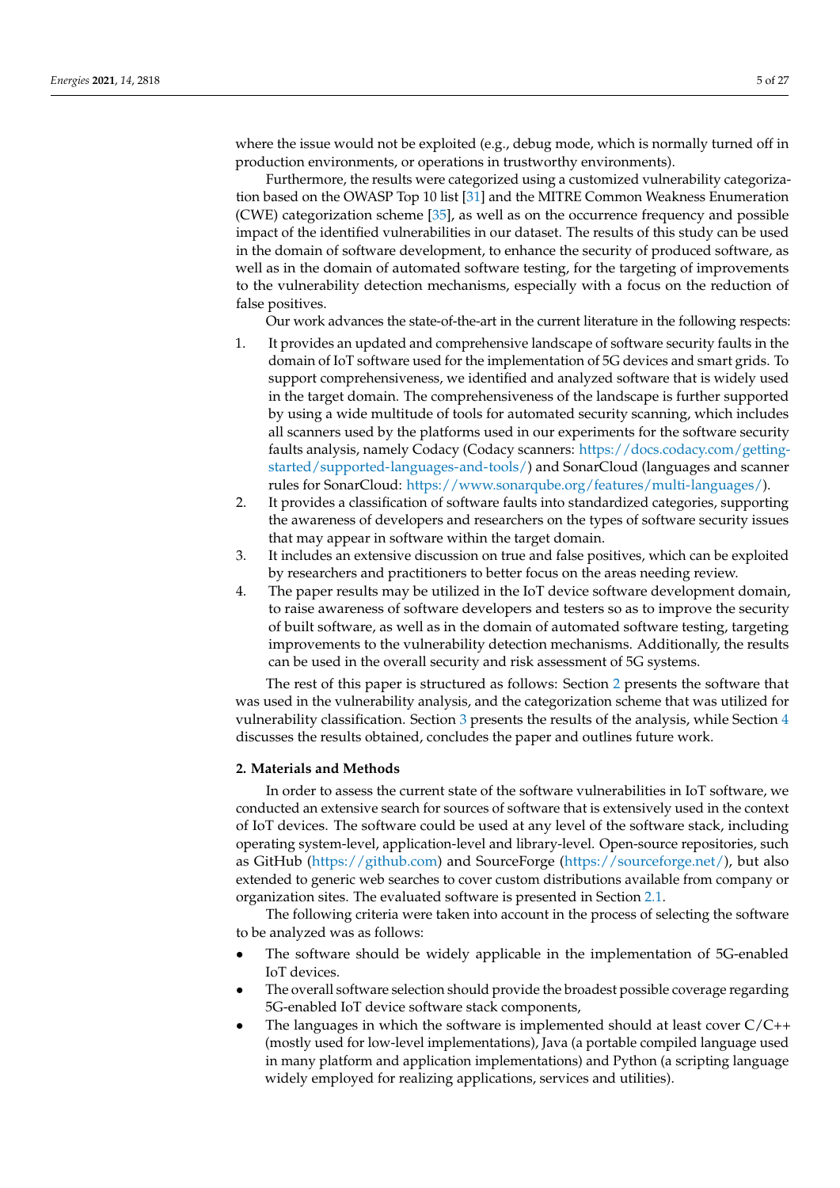where the issue would not be exploited (e.g., debug mode, which is normally turned off in production environments, or operations in trustworthy environments).

Furthermore, the results were categorized using a customized vulnerability categorization based on the OWASP Top 10 list [31] and the MITRE Common Weakness Enumeration (CWE) categorization scheme [35], as well as on the occurrence frequency and possible impact of the identified vulnerabilities in our dataset. The results of this study can be used in the domain of software development, to enhance the security of produced software, as well as in the domain of automated software testing, for the targeting of improvements to the vulnerability detection mechanisms, especially with a focus on the reduction of false positives.

Our work advances the state-of-the-art in the current literature in the following respects:

1. It provides an updated and comprehensive landscape of software security faults in the domain of IoT software used for the implementation of 5G devices and smart grids. To support comprehensiveness, we identified and analyzed software that is widely used in the target domain. The comprehensiveness of the landscape is further supported by using a wide multitude of tools for automated security scanning, which includes all scanners used by the platforms used in our experiments for the software security faults analysis, namely Codacy (Codacy scanners: https://docs.codacy.com/getting-started/supported-languages-and-tools/) and SonarCloud (languages and scanner rules for SonarCloud: https://www.sonarqube.org/features/multi-languages/).
2. It provides a classification of software faults into standardized categories, supporting the awareness of developers and researchers on the types of software security issues that may appear in software within the target domain.
3. It includes an extensive discussion on true and false positives, which can be exploited by researchers and practitioners to better focus on the areas needing review.
4. The paper results may be utilized in the IoT device software development domain, to raise awareness of software developers and testers so as to improve the security of built software, as well as in the domain of automated software testing, targeting improvements to the vulnerability detection mechanisms. Additionally, the results can be used in the overall security and risk assessment of 5G systems.

The rest of this paper is structured as follows: Section 2 presents the software that was used in the vulnerability analysis, and the categorization scheme that was utilized for vulnerability classification. Section 3 presents the results of the analysis, while Section 4 discusses the results obtained, concludes the paper and outlines future work.

## 2. Materials and Methods

In order to assess the current state of the software vulnerabilities in IoT software, we conducted an extensive search for sources of software that is extensively used in the context of IoT devices. The software could be used at any level of the software stack, including operating system-level, application-level and library-level. Open-source repositories, such as GitHub (https://github.com) and SourceForge (https://sourceforge.net/), but also extended to generic web searches to cover custom distributions available from company or organization sites. The evaluated software is presented in Section 2.1.

The following criteria were taken into account in the process of selecting the software to be analyzed was as follows:

- The software should be widely applicable in the implementation of 5G-enabled IoT devices.
- The overall software selection should provide the broadest possible coverage regarding 5G-enabled IoT device software stack components,
- The languages in which the software is implemented should at least cover C/C++ (mostly used for low-level implementations), Java (a portable compiled language used in many platform and application implementations) and Python (a scripting language widely employed for realizing applications, services and utilities).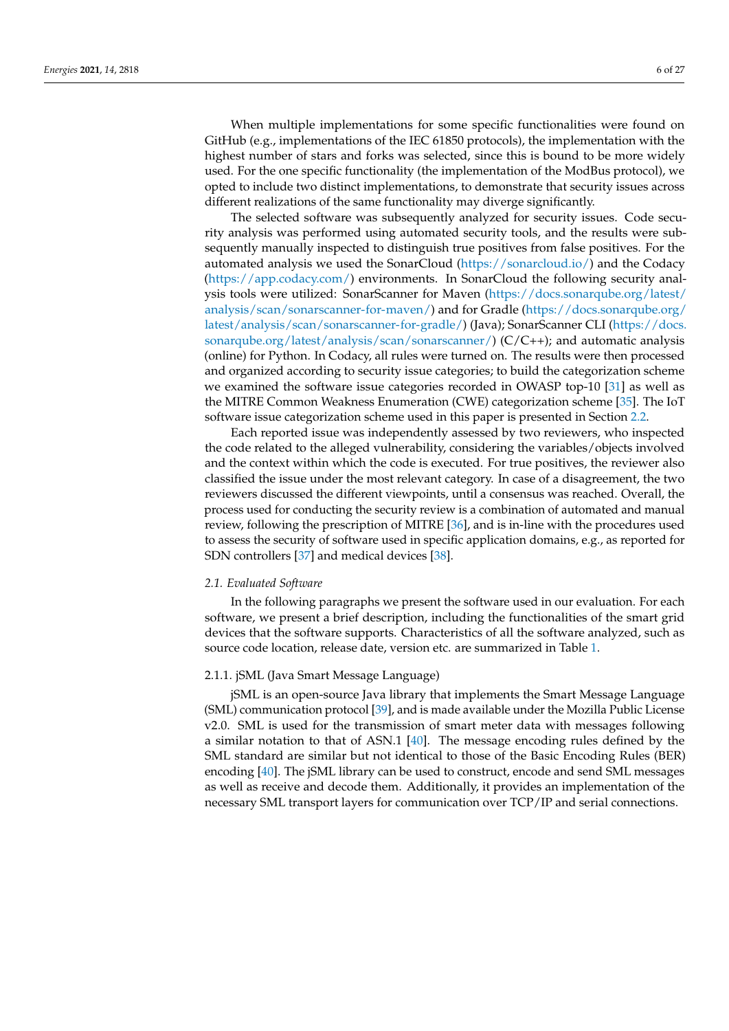When multiple implementations for some specific functionalities were found on GitHub (e.g., implementations of the IEC 61850 protocols), the implementation with the highest number of stars and forks was selected, since this is bound to be more widely used. For the one specific functionality (the implementation of the ModBus protocol), we opted to include two distinct implementations, to demonstrate that security issues across different realizations of the same functionality may diverge significantly.

The selected software was subsequently analyzed for security issues. Code security analysis was performed using automated security tools, and the results were subsequently manually inspected to distinguish true positives from false positives. For the automated analysis we used the SonarCloud (https://sonarcloud.io/) and the Codacy (https://app.codacy.com/) environments. In SonarCloud the following security analysis tools were utilized: SonarScanner for Maven (https://docs.sonarqube.org/latest/analysis/scan/sonarscanner-for-maven/) and for Gradle (https://docs.sonarqube.org/latest/analysis/scan/sonarscanner-for-gradle/) (Java); SonarScanner CLI (https://docs.sonarqube.org/latest/analysis/scan/sonarscanner/) (C/C++); and automatic analysis (online) for Python. In Codacy, all rules were turned on. The results were then processed and organized according to security issue categories; to build the categorization scheme we examined the software issue categories recorded in OWASP top-10 [31] as well as the MITRE Common Weakness Enumeration (CWE) categorization scheme [35]. The IoT software issue categorization scheme used in this paper is presented in Section 2.2.

Each reported issue was independently assessed by two reviewers, who inspected the code related to the alleged vulnerability, considering the variables/objects involved and the context within which the code is executed. For true positives, the reviewer also classified the issue under the most relevant category. In case of a disagreement, the two reviewers discussed the different viewpoints, until a consensus was reached. Overall, the process used for conducting the security review is a combination of automated and manual review, following the prescription of MITRE [36], and is in-line with the procedures used to assess the security of software used in specific application domains, e.g., as reported for SDN controllers [37] and medical devices [38].

### *2.1. Evaluated Software*

In the following paragraphs we present the software used in our evaluation. For each software, we present a brief description, including the functionalities of the smart grid devices that the software supports. Characteristics of all the software analyzed, such as source code location, release date, version etc. are summarized in Table 1.

#### 2.1.1. jSML (Java Smart Message Language)

jSML is an open-source Java library that implements the Smart Message Language (SML) communication protocol [39], and is made available under the Mozilla Public License v2.0. SML is used for the transmission of smart meter data with messages following a similar notation to that of ASN.1 [40]. The message encoding rules defined by the SML standard are similar but not identical to those of the Basic Encoding Rules (BER) encoding [40]. The jSML library can be used to construct, encode and send SML messages as well as receive and decode them. Additionally, it provides an implementation of the necessary SML transport layers for communication over TCP/IP and serial connections.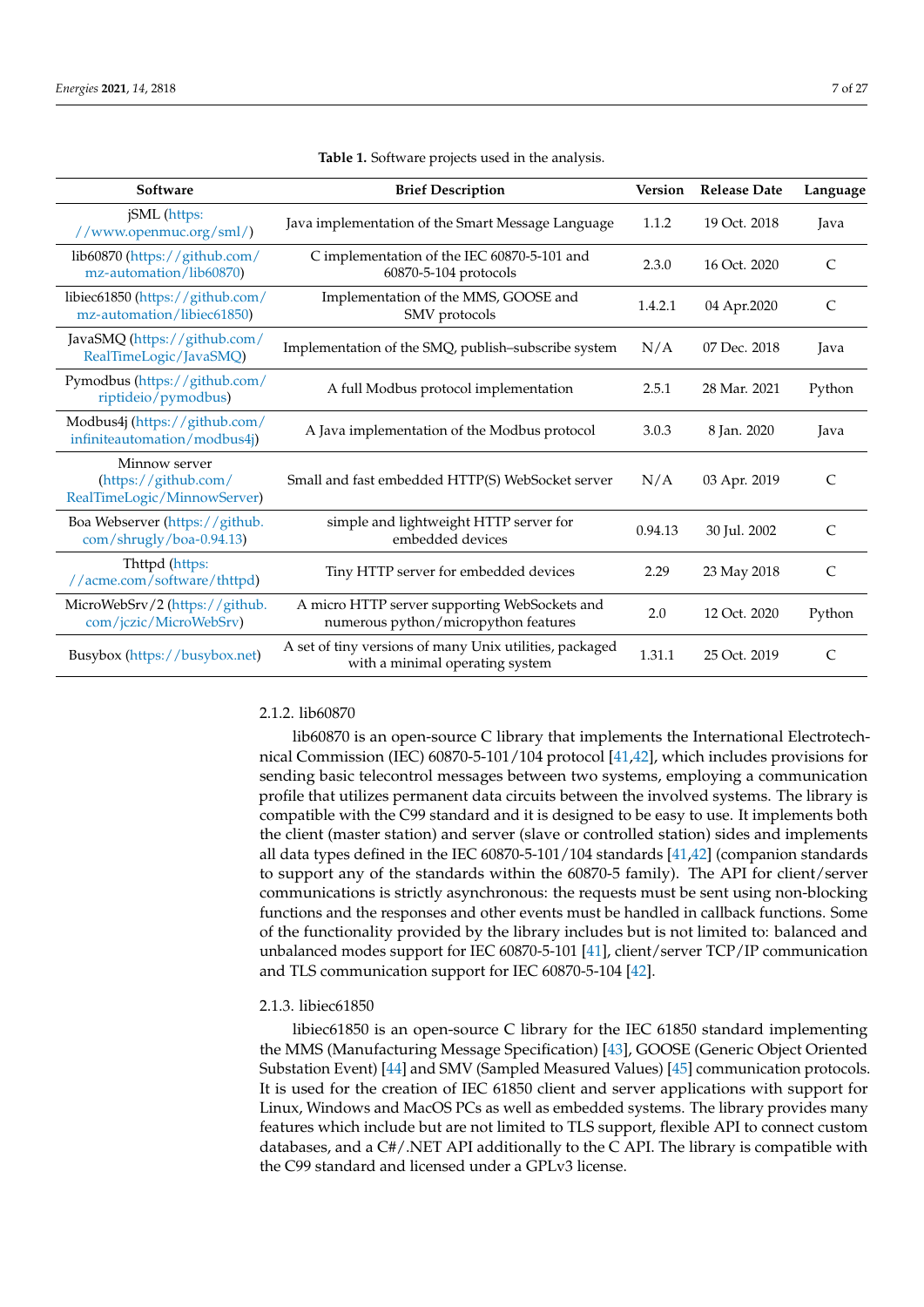**Table 1.** Software projects used in the analysis.

| Software | Brief Description | Version | Release Date | Language |
|---|---|---|---|---|
| jSML (https://www.openmuc.org/sml/) | Java implementation of the Smart Message Language | 1.1.2 | 19 Oct. 2018 | Java |
| lib60870 (https://github.com/mz-automation/lib60870) | C implementation of the IEC 60870-5-101 and 60870-5-104 protocols | 2.3.0 | 16 Oct. 2020 | C |
| libiec61850 (https://github.com/mz-automation/libiec61850) | Implementation of the MMS, GOOSE and SMV protocols | 1.4.2.1 | 04 Apr.2020 | C |
| JavaSMQ (https://github.com/RealTimeLogic/JavaSMQ) | Implementation of the SMQ, publish–subscribe system | N/A | 07 Dec. 2018 | Java |
| Pymodbus (https://github.com/riptideio/pymodbus) | A full Modbus protocol implementation | 2.5.1 | 28 Mar. 2021 | Python |
| Modbus4j (https://github.com/infiniteautomation/modbus4j) | A Java implementation of the Modbus protocol | 3.0.3 | 8 Jan. 2020 | Java |
| Minnow server (https://github.com/RealTimeLogic/MinnowServer) | Small and fast embedded HTTP(S) WebSocket server | N/A | 03 Apr. 2019 | C |
| Boa Webserver (https://github.com/shrugly/boa-0.94.13) | simple and lightweight HTTP server for embedded devices | 0.94.13 | 30 Jul. 2002 | C |
| Thttpd (https://acme.com/software/thttpd) | Tiny HTTP server for embedded devices | 2.29 | 23 May 2018 | C |
| MicroWebSrv/2 (https://github.com/jczic/MicroWebSrv) | A micro HTTP server supporting WebSockets and numerous python/micropython features | 2.0 | 12 Oct. 2020 | Python |
| Busybox (https://busybox.net) | A set of tiny versions of many Unix utilities, packaged with a minimal operating system | 1.31.1 | 25 Oct. 2019 | C |

### 2.1.2. lib60870

lib60870 is an open-source C library that implements the International Electrotechnical Commission (IEC) 60870-5-101/104 protocol [41,42], which includes provisions for sending basic telecontrol messages between two systems, employing a communication profile that utilizes permanent data circuits between the involved systems. The library is compatible with the C99 standard and it is designed to be easy to use. It implements both the client (master station) and server (slave or controlled station) sides and implements all data types defined in the IEC 60870-5-101/104 standards [41,42] (companion standards to support any of the standards within the 60870-5 family). The API for client/server communications is strictly asynchronous: the requests must be sent using non-blocking functions and the responses and other events must be handled in callback functions. Some of the functionality provided by the library includes but is not limited to: balanced and unbalanced modes support for IEC 60870-5-101 [41], client/server TCP/IP communication and TLS communication support for IEC 60870-5-104 [42].

### 2.1.3. libiec61850

libiec61850 is an open-source C library for the IEC 61850 standard implementing the MMS (Manufacturing Message Specification) [43], GOOSE (Generic Object Oriented Substation Event) [44] and SMV (Sampled Measured Values) [45] communication protocols. It is used for the creation of IEC 61850 client and server applications with support for Linux, Windows and MacOS PCs as well as embedded systems. The library provides many features which include but are not limited to TLS support, flexible API to connect custom databases, and a C#/.NET API additionally to the C API. The library is compatible with the C99 standard and licensed under a GPLv3 license.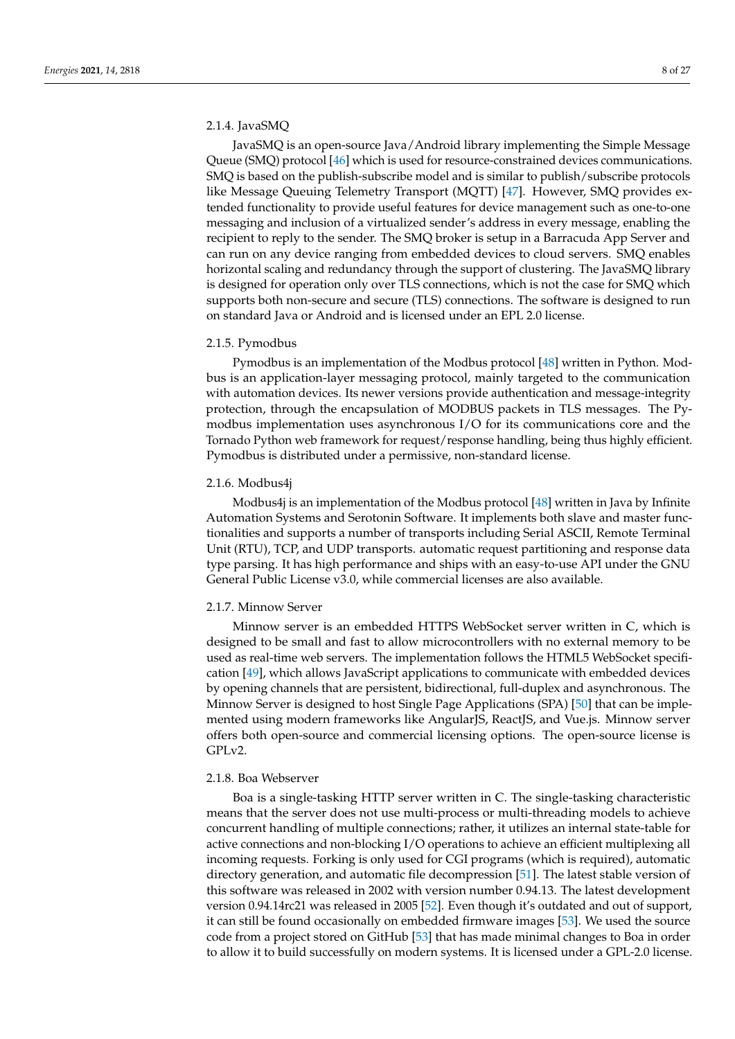#### 2.1.4. JavaSMQ

JavaSMQ is an open-source Java/Android library implementing the Simple Message Queue (SMQ) protocol [46] which is used for resource-constrained devices communications. SMQ is based on the publish-subscribe model and is similar to publish/subscribe protocols like Message Queuing Telemetry Transport (MQTT) [47]. However, SMQ provides extended functionality to provide useful features for device management such as one-to-one messaging and inclusion of a virtualized sender's address in every message, enabling the recipient to reply to the sender. The SMQ broker is setup in a Barracuda App Server and can run on any device ranging from embedded devices to cloud servers. SMQ enables horizontal scaling and redundancy through the support of clustering. The JavaSMQ library is designed for operation only over TLS connections, which is not the case for SMQ which supports both non-secure and secure (TLS) connections. The software is designed to run on standard Java or Android and is licensed under an EPL 2.0 license.

#### 2.1.5. Pymodbus

Pymodbus is an implementation of the Modbus protocol [48] written in Python. Modbus is an application-layer messaging protocol, mainly targeted to the communication with automation devices. Its newer versions provide authentication and message-integrity protection, through the encapsulation of MODBUS packets in TLS messages. The Pymodbus implementation uses asynchronous I/O for its communications core and the Tornado Python web framework for request/response handling, being thus highly efficient. Pymodbus is distributed under a permissive, non-standard license.

#### 2.1.6. Modbus4j

Modbus4j is an implementation of the Modbus protocol [48] written in Java by Infinite Automation Systems and Serotonin Software. It implements both slave and master functionalities and supports a number of transports including Serial ASCII, Remote Terminal Unit (RTU), TCP, and UDP transports. automatic request partitioning and response data type parsing. It has high performance and ships with an easy-to-use API under the GNU General Public License v3.0, while commercial licenses are also available.

#### 2.1.7. Minnow Server

Minnow server is an embedded HTTPS WebSocket server written in C, which is designed to be small and fast to allow microcontrollers with no external memory to be used as real-time web servers. The implementation follows the HTML5 WebSocket specification [49], which allows JavaScript applications to communicate with embedded devices by opening channels that are persistent, bidirectional, full-duplex and asynchronous. The Minnow Server is designed to host Single Page Applications (SPA) [50] that can be implemented using modern frameworks like AngularJS, ReactJS, and Vue.js. Minnow server offers both open-source and commercial licensing options. The open-source license is GPLv2.

#### 2.1.8. Boa Webserver

Boa is a single-tasking HTTP server written in C. The single-tasking characteristic means that the server does not use multi-process or multi-threading models to achieve concurrent handling of multiple connections; rather, it utilizes an internal state-table for active connections and non-blocking I/O operations to achieve an efficient multiplexing all incoming requests. Forking is only used for CGI programs (which is required), automatic directory generation, and automatic file decompression [51]. The latest stable version of this software was released in 2002 with version number 0.94.13. The latest development version 0.94.14rc21 was released in 2005 [52]. Even though it's outdated and out of support, it can still be found occasionally on embedded firmware images [53]. We used the source code from a project stored on GitHub [53] that has made minimal changes to Boa in order to allow it to build successfully on modern systems. It is licensed under a GPL-2.0 license.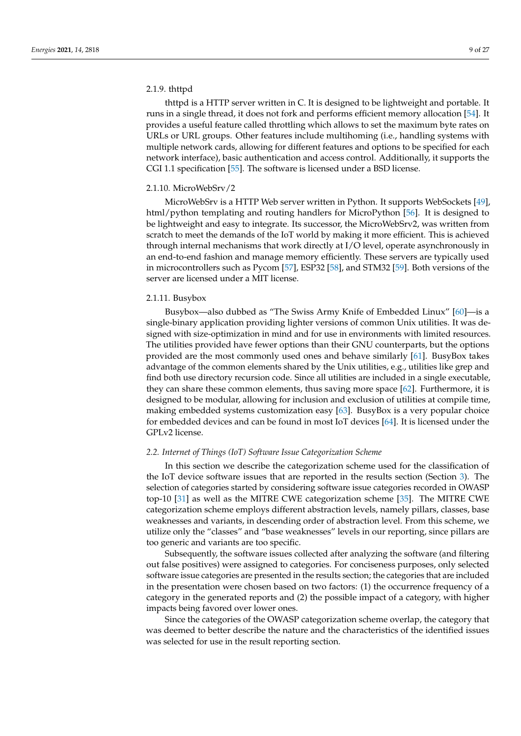#### 2.1.9. thttpd

thttpd is a HTTP server written in C. It is designed to be lightweight and portable. It runs in a single thread, it does not fork and performs efficient memory allocation [54]. It provides a useful feature called throttling which allows to set the maximum byte rates on URLs or URL groups. Other features include multihoming (i.e., handling systems with multiple network cards, allowing for different features and options to be specified for each network interface), basic authentication and access control. Additionally, it supports the CGI 1.1 specification [55]. The software is licensed under a BSD license.

#### 2.1.10. MicroWebSrv/2

MicroWebSrv is a HTTP Web server written in Python. It supports WebSockets [49], html/python templating and routing handlers for MicroPython [56]. It is designed to be lightweight and easy to integrate. Its successor, the MicroWebSrv2, was written from scratch to meet the demands of the IoT world by making it more efficient. This is achieved through internal mechanisms that work directly at I/O level, operate asynchronously in an end-to-end fashion and manage memory efficiently. These servers are typically used in microcontrollers such as Pycom [57], ESP32 [58], and STM32 [59]. Both versions of the server are licensed under a MIT license.

#### 2.1.11. Busybox

Busybox—also dubbed as "The Swiss Army Knife of Embedded Linux" [60]—is a single-binary application providing lighter versions of common Unix utilities. It was designed with size-optimization in mind and for use in environments with limited resources. The utilities provided have fewer options than their GNU counterparts, but the options provided are the most commonly used ones and behave similarly [61]. BusyBox takes advantage of the common elements shared by the Unix utilities, e.g., utilities like grep and find both use directory recursion code. Since all utilities are included in a single executable, they can share these common elements, thus saving more space [62]. Furthermore, it is designed to be modular, allowing for inclusion and exclusion of utilities at compile time, making embedded systems customization easy [63]. BusyBox is a very popular choice for embedded devices and can be found in most IoT devices [64]. It is licensed under the GPLv2 license.

### *2.2. Internet of Things (IoT) Software Issue Categorization Scheme*

In this section we describe the categorization scheme used for the classification of the IoT device software issues that are reported in the results section (Section 3). The selection of categories started by considering software issue categories recorded in OWASP top-10 [31] as well as the MITRE CWE categorization scheme [35]. The MITRE CWE categorization scheme employs different abstraction levels, namely pillars, classes, base weaknesses and variants, in descending order of abstraction level. From this scheme, we utilize only the "classes" and "base weaknesses" levels in our reporting, since pillars are too generic and variants are too specific.

Subsequently, the software issues collected after analyzing the software (and filtering out false positives) were assigned to categories. For conciseness purposes, only selected software issue categories are presented in the results section; the categories that are included in the presentation were chosen based on two factors: (1) the occurrence frequency of a category in the generated reports and (2) the possible impact of a category, with higher impacts being favored over lower ones.

Since the categories of the OWASP categorization scheme overlap, the category that was deemed to better describe the nature and the characteristics of the identified issues was selected for use in the result reporting section.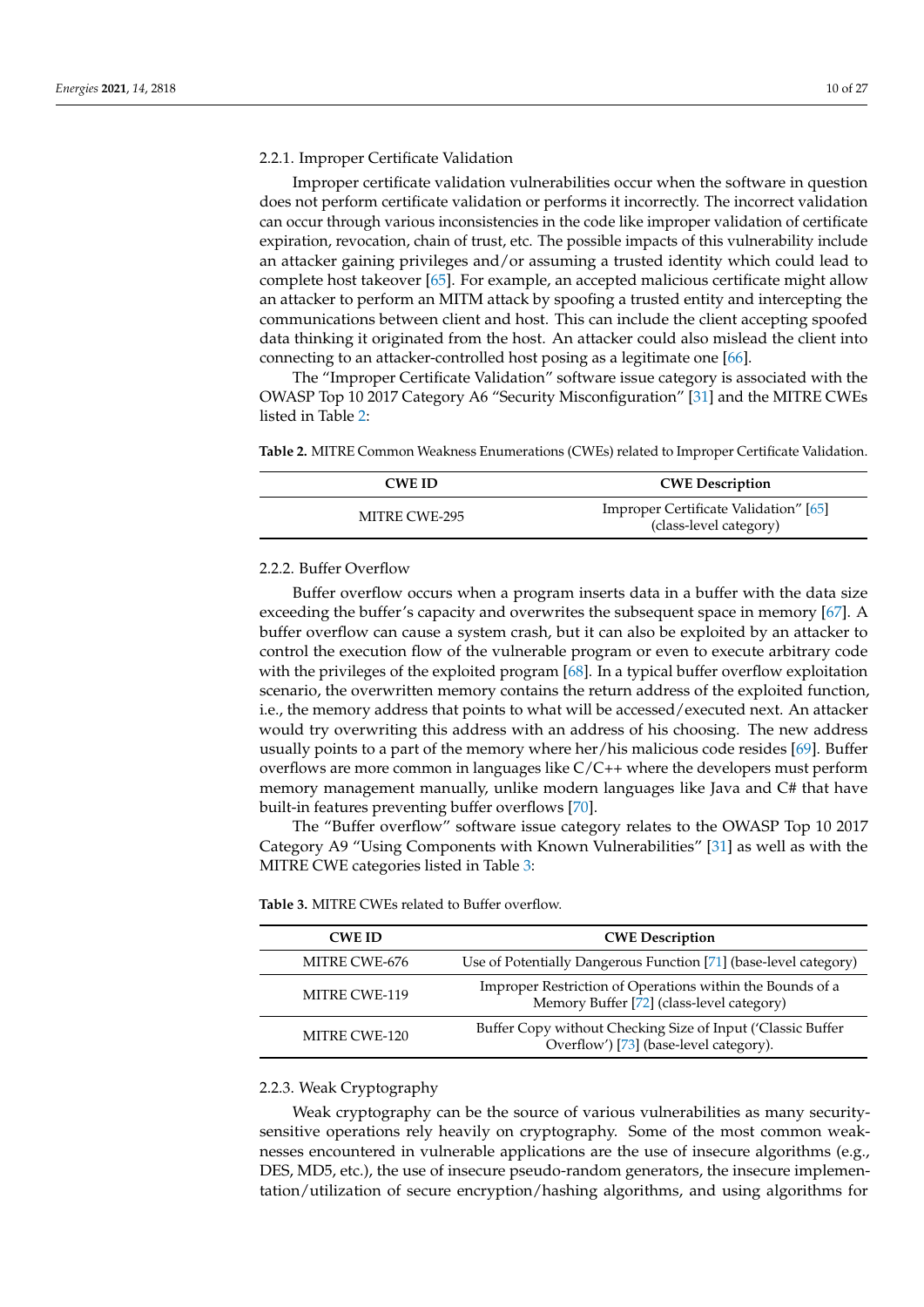#### 2.2.1. Improper Certificate Validation

Improper certificate validation vulnerabilities occur when the software in question does not perform certificate validation or performs it incorrectly. The incorrect validation can occur through various inconsistencies in the code like improper validation of certificate expiration, revocation, chain of trust, etc. The possible impacts of this vulnerability include an attacker gaining privileges and/or assuming a trusted identity which could lead to complete host takeover [65]. For example, an accepted malicious certificate might allow an attacker to perform an MITM attack by spoofing a trusted entity and intercepting the communications between client and host. This can include the client accepting spoofed data thinking it originated from the host. An attacker could also mislead the client into connecting to an attacker-controlled host posing as a legitimate one [66].

The "Improper Certificate Validation" software issue category is associated with the OWASP Top 10 2017 Category A6 "Security Misconfiguration" [31] and the MITRE CWEs listed in Table 2:

**Table 2.** MITRE Common Weakness Enumerations (CWEs) related to Improper Certificate Validation.

| CWE ID | CWE Description |
|---|---|
| MITRE CWE-295 | Improper Certificate Validation" [65] (class-level category) |

#### 2.2.2. Buffer Overflow

Buffer overflow occurs when a program inserts data in a buffer with the data size exceeding the buffer's capacity and overwrites the subsequent space in memory [67]. A buffer overflow can cause a system crash, but it can also be exploited by an attacker to control the execution flow of the vulnerable program or even to execute arbitrary code with the privileges of the exploited program [68]. In a typical buffer overflow exploitation scenario, the overwritten memory contains the return address of the exploited function, i.e., the memory address that points to what will be accessed/executed next. An attacker would try overwriting this address with an address of his choosing. The new address usually points to a part of the memory where her/his malicious code resides [69]. Buffer overflows are more common in languages like C/C++ where the developers must perform memory management manually, unlike modern languages like Java and C# that have built-in features preventing buffer overflows [70].

The "Buffer overflow" software issue category relates to the OWASP Top 10 2017 Category A9 "Using Components with Known Vulnerabilities" [31] as well as with the MITRE CWE categories listed in Table 3:

**Table 3.** MITRE CWEs related to Buffer overflow.

| CWE ID | CWE Description |
|---|---|
| MITRE CWE-676 | Use of Potentially Dangerous Function [71] (base-level category) |
| MITRE CWE-119 | Improper Restriction of Operations within the Bounds of a Memory Buffer [72] (class-level category) |
| MITRE CWE-120 | Buffer Copy without Checking Size of Input ('Classic Buffer Overflow') [73] (base-level category). |

#### 2.2.3. Weak Cryptography

Weak cryptography can be the source of various vulnerabilities as many security-sensitive operations rely heavily on cryptography. Some of the most common weaknesses encountered in vulnerable applications are the use of insecure algorithms (e.g., DES, MD5, etc.), the use of insecure pseudo-random generators, the insecure implementation/utilization of secure encryption/hashing algorithms, and using algorithms for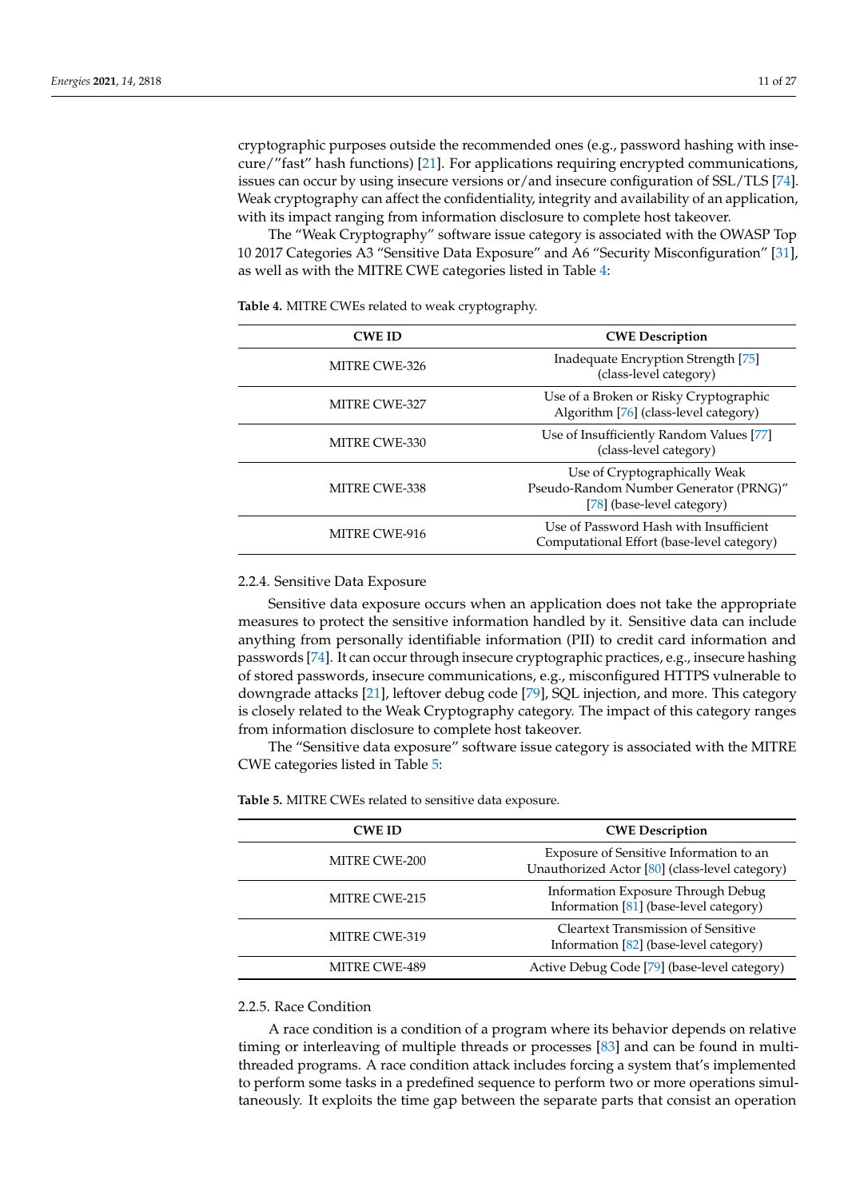cryptographic purposes outside the recommended ones (e.g., password hashing with insecure/"fast" hash functions) [21]. For applications requiring encrypted communications, issues can occur by using insecure versions or/and insecure configuration of SSL/TLS [74]. Weak cryptography can affect the confidentiality, integrity and availability of an application, with its impact ranging from information disclosure to complete host takeover.

The "Weak Cryptography" software issue category is associated with the OWASP Top 10 2017 Categories A3 "Sensitive Data Exposure" and A6 "Security Misconfiguration" [31], as well as with the MITRE CWE categories listed in Table 4:

**Table 4.** MITRE CWEs related to weak cryptography.

| CWE ID | CWE Description |
| --- | --- |
| MITRE CWE-326 | Inadequate Encryption Strength [75] (class-level category) |
| MITRE CWE-327 | Use of a Broken or Risky Cryptographic Algorithm [76] (class-level category) |
| MITRE CWE-330 | Use of Insufficiently Random Values [77] (class-level category) |
| MITRE CWE-338 | Use of Cryptographically Weak Pseudo-Random Number Generator (PRNG)" [78] (base-level category) |
| MITRE CWE-916 | Use of Password Hash with Insufficient Computational Effort (base-level category) |

### 2.2.4. Sensitive Data Exposure

Sensitive data exposure occurs when an application does not take the appropriate measures to protect the sensitive information handled by it. Sensitive data can include anything from personally identifiable information (PII) to credit card information and passwords [74]. It can occur through insecure cryptographic practices, e.g., insecure hashing of stored passwords, insecure communications, e.g., misconfigured HTTPS vulnerable to downgrade attacks [21], leftover debug code [79], SQL injection, and more. This category is closely related to the Weak Cryptography category. The impact of this category ranges from information disclosure to complete host takeover.

The "Sensitive data exposure" software issue category is associated with the MITRE CWE categories listed in Table 5:

**Table 5.** MITRE CWEs related to sensitive data exposure.

| CWE ID | CWE Description |
| --- | --- |
| MITRE CWE-200 | Exposure of Sensitive Information to an Unauthorized Actor [80] (class-level category) |
| MITRE CWE-215 | Information Exposure Through Debug Information [81] (base-level category) |
| MITRE CWE-319 | Cleartext Transmission of Sensitive Information [82] (base-level category) |
| MITRE CWE-489 | Active Debug Code [79] (base-level category) |

### 2.2.5. Race Condition

A race condition is a condition of a program where its behavior depends on relative timing or interleaving of multiple threads or processes [83] and can be found in multi-threaded programs. A race condition attack includes forcing a system that's implemented to perform some tasks in a predefined sequence to perform two or more operations simultaneously. It exploits the time gap between the separate parts that consist an operation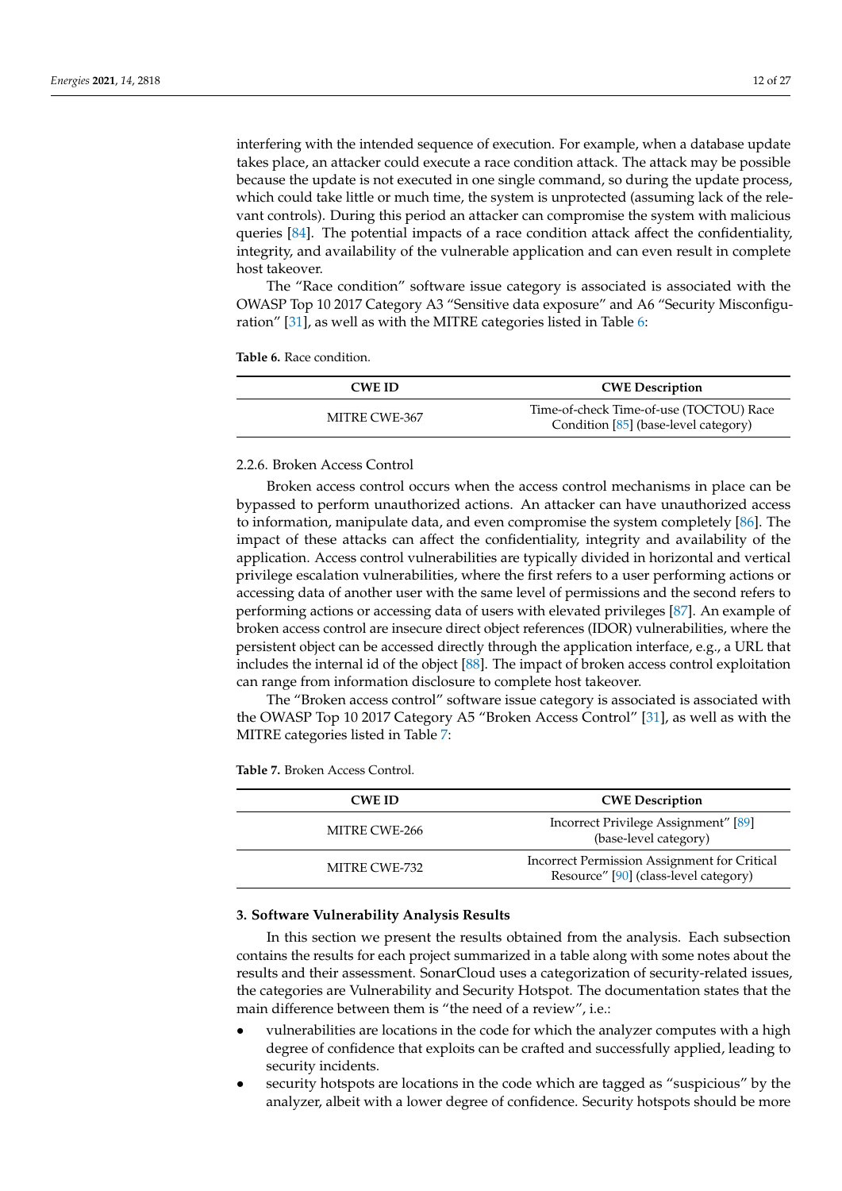interfering with the intended sequence of execution. For example, when a database update takes place, an attacker could execute a race condition attack. The attack may be possible because the update is not executed in one single command, so during the update process, which could take little or much time, the system is unprotected (assuming lack of the relevant controls). During this period an attacker can compromise the system with malicious queries [84]. The potential impacts of a race condition attack affect the confidentiality, integrity, and availability of the vulnerable application and can even result in complete host takeover.

The "Race condition" software issue category is associated is associated with the OWASP Top 10 2017 Category A3 "Sensitive data exposure" and A6 "Security Misconfiguration" [31], as well as with the MITRE categories listed in Table 6:

**Table 6.** Race condition.

| CWE ID | CWE Description |
| --- | --- |
| MITRE CWE-367 | Time-of-check Time-of-use (TOCTOU) Race Condition [85] (base-level category) |

### 2.2.6. Broken Access Control

Broken access control occurs when the access control mechanisms in place can be bypassed to perform unauthorized actions. An attacker can have unauthorized access to information, manipulate data, and even compromise the system completely [86]. The impact of these attacks can affect the confidentiality, integrity and availability of the application. Access control vulnerabilities are typically divided in horizontal and vertical privilege escalation vulnerabilities, where the first refers to a user performing actions or accessing data of another user with the same level of permissions and the second refers to performing actions or accessing data of users with elevated privileges [87]. An example of broken access control are insecure direct object references (IDOR) vulnerabilities, where the persistent object can be accessed directly through the application interface, e.g., a URL that includes the internal id of the object [88]. The impact of broken access control exploitation can range from information disclosure to complete host takeover.

The "Broken access control" software issue category is associated is associated with the OWASP Top 10 2017 Category A5 "Broken Access Control" [31], as well as with the MITRE categories listed in Table 7:

**Table 7.** Broken Access Control.

| CWE ID | CWE Description |
| --- | --- |
| MITRE CWE-266 | Incorrect Privilege Assignment" [89] (base-level category) |
| MITRE CWE-732 | Incorrect Permission Assignment for Critical Resource" [90] (class-level category) |

## 3. Software Vulnerability Analysis Results

In this section we present the results obtained from the analysis. Each subsection contains the results for each project summarized in a table along with some notes about the results and their assessment. SonarCloud uses a categorization of security-related issues, the categories are Vulnerability and Security Hotspot. The documentation states that the main difference between them is "the need of a review", i.e.:

- vulnerabilities are locations in the code for which the analyzer computes with a high degree of confidence that exploits can be crafted and successfully applied, leading to security incidents.
- security hotspots are locations in the code which are tagged as "suspicious" by the analyzer, albeit with a lower degree of confidence. Security hotspots should be more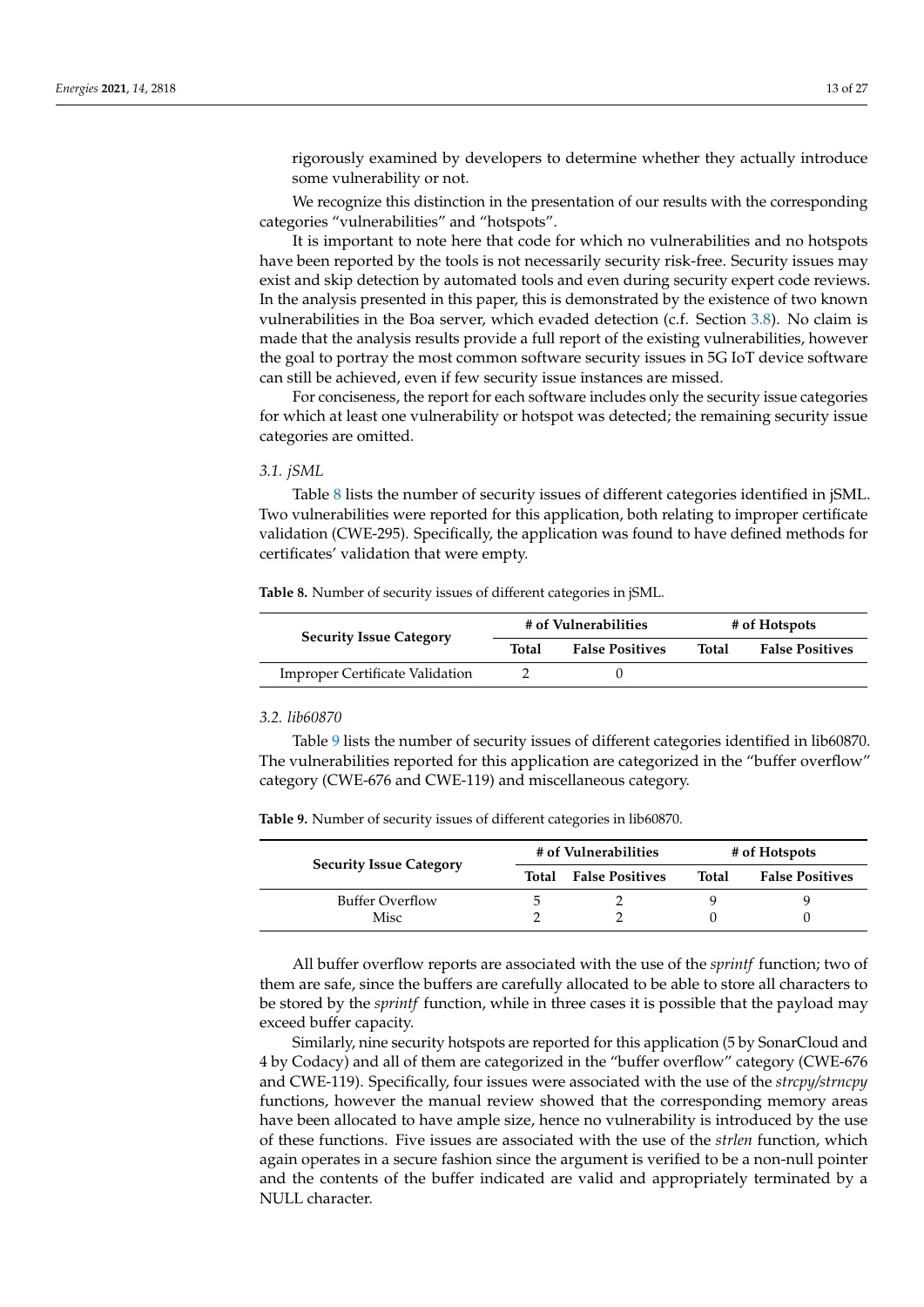rigorously examined by developers to determine whether they actually introduce some vulnerability or not.

We recognize this distinction in the presentation of our results with the corresponding categories "vulnerabilities" and "hotspots".

It is important to note here that code for which no vulnerabilities and no hotspots have been reported by the tools is not necessarily security risk-free. Security issues may exist and skip detection by automated tools and even during security expert code reviews. In the analysis presented in this paper, this is demonstrated by the existence of two known vulnerabilities in the Boa server, which evaded detection (c.f. Section 3.8). No claim is made that the analysis results provide a full report of the existing vulnerabilities, however the goal to portray the most common software security issues in 5G IoT device software can still be achieved, even if few security issue instances are missed.

For conciseness, the report for each software includes only the security issue categories for which at least one vulnerability or hotspot was detected; the remaining security issue categories are omitted.

### 3.1. jSML

Table 8 lists the number of security issues of different categories identified in jSML. Two vulnerabilities were reported for this application, both relating to improper certificate validation (CWE-295). Specifically, the application was found to have defined methods for certificates' validation that were empty.

**Table 8.** Number of security issues of different categories in jSML.

| Security Issue Category | # of Vulnerabilities | | # of Hotspots | |
|---|---|---|---|---|
| | **Total** | **False Positives** | **Total** | **False Positives** |
| Improper Certificate Validation | 2 | 0 | | |

### 3.2. lib60870

Table 9 lists the number of security issues of different categories identified in lib60870. The vulnerabilities reported for this application are categorized in the "buffer overflow" category (CWE-676 and CWE-119) and miscellaneous category.

**Table 9.** Number of security issues of different categories in lib60870.

| Security Issue Category | # of Vulnerabilities | | # of Hotspots | |
|---|---|---|---|---|
| | **Total** | **False Positives** | **Total** | **False Positives** |
| Buffer Overflow | 5 | 2 | 9 | 9 |
| Misc | 2 | 2 | 0 | 0 |

All buffer overflow reports are associated with the use of the *sprintf* function; two of them are safe, since the buffers are carefully allocated to be able to store all characters to be stored by the *sprintf* function, while in three cases it is possible that the payload may exceed buffer capacity.

Similarly, nine security hotspots are reported for this application (5 by SonarCloud and 4 by Codacy) and all of them are categorized in the "buffer overflow" category (CWE-676 and CWE-119). Specifically, four issues were associated with the use of the *strcpy/strncpy* functions, however the manual review showed that the corresponding memory areas have been allocated to have ample size, hence no vulnerability is introduced by the use of these functions. Five issues are associated with the use of the *strlen* function, which again operates in a secure fashion since the argument is verified to be a non-null pointer and the contents of the buffer indicated are valid and appropriately terminated by a NULL character.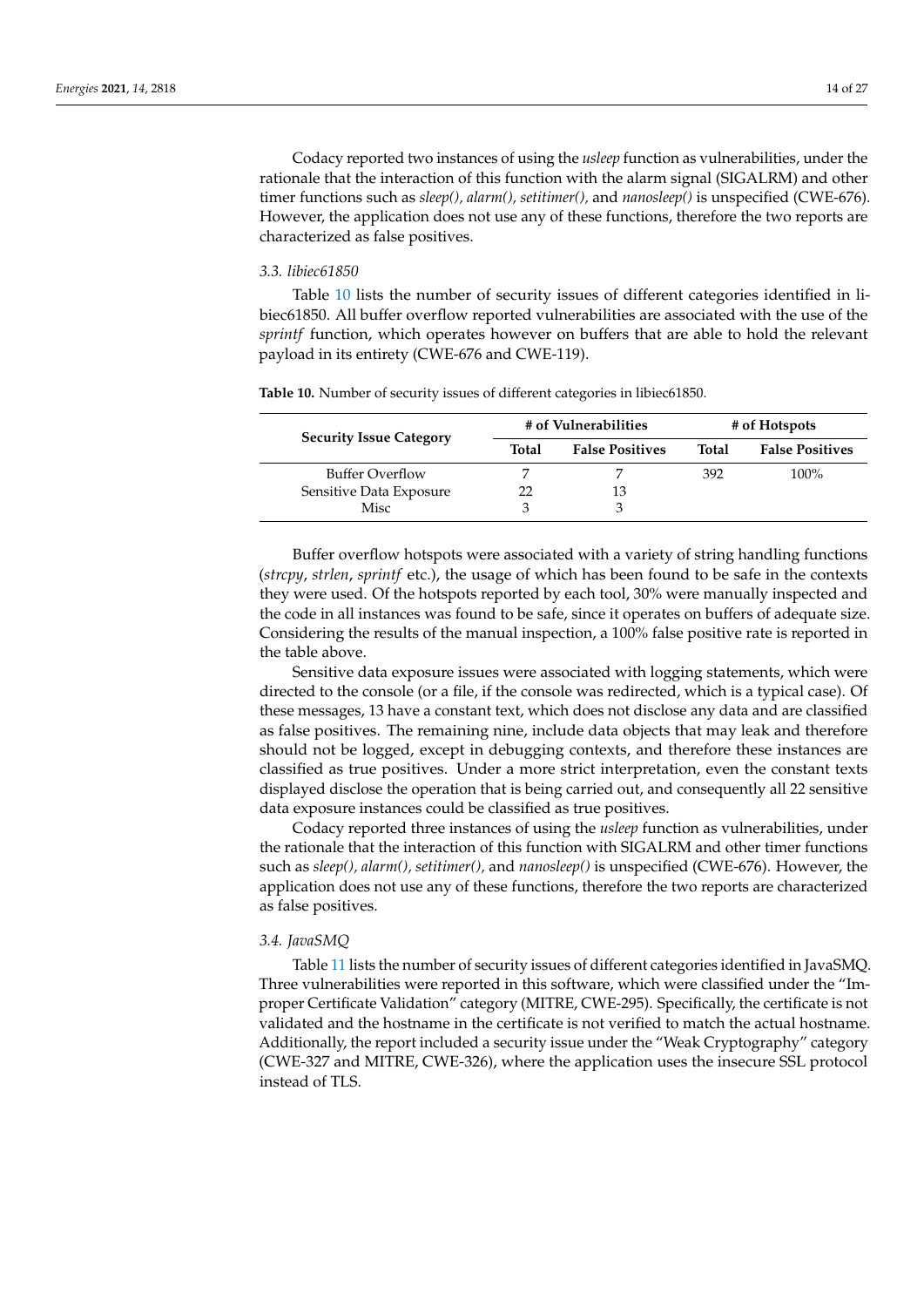Codacy reported two instances of using the *usleep* function as vulnerabilities, under the rationale that the interaction of this function with the alarm signal (SIGALRM) and other timer functions such as *sleep(), alarm(), setitimer(),* and *nanosleep()* is unspecified (CWE-676). However, the application does not use any of these functions, therefore the two reports are characterized as false positives.

### *3.3. libiec61850*

Table 10 lists the number of security issues of different categories identified in libiec61850. All buffer overflow reported vulnerabilities are associated with the use of the *sprintf* function, which operates however on buffers that are able to hold the relevant payload in its entirety (CWE-676 and CWE-119).

**Table 10.** Number of security issues of different categories in libiec61850.

| Security Issue Category | # of Vulnerabilities | | # of Hotspots | |
|---|---|---|---|---|
| | **Total** | **False Positives** | **Total** | **False Positives** |
| Buffer Overflow | 7 | 7 | 392 | 100% |
| Sensitive Data Exposure | 22 | 13 | | |
| Misc | 3 | 3 | | |

Buffer overflow hotspots were associated with a variety of string handling functions (*strcpy*, *strlen*, *sprintf* etc.), the usage of which has been found to be safe in the contexts they were used. Of the hotspots reported by each tool, 30% were manually inspected and the code in all instances was found to be safe, since it operates on buffers of adequate size. Considering the results of the manual inspection, a 100% false positive rate is reported in the table above.

Sensitive data exposure issues were associated with logging statements, which were directed to the console (or a file, if the console was redirected, which is a typical case). Of these messages, 13 have a constant text, which does not disclose any data and are classified as false positives. The remaining nine, include data objects that may leak and therefore should not be logged, except in debugging contexts, and therefore these instances are classified as true positives. Under a more strict interpretation, even the constant texts displayed disclose the operation that is being carried out, and consequently all 22 sensitive data exposure instances could be classified as true positives.

Codacy reported three instances of using the *usleep* function as vulnerabilities, under the rationale that the interaction of this function with SIGALRM and other timer functions such as *sleep(), alarm(), setitimer(),* and *nanosleep()* is unspecified (CWE-676). However, the application does not use any of these functions, therefore the two reports are characterized as false positives.

### *3.4. JavaSMQ*

Table 11 lists the number of security issues of different categories identified in JavaSMQ. Three vulnerabilities were reported in this software, which were classified under the "Improper Certificate Validation" category (MITRE, CWE-295). Specifically, the certificate is not validated and the hostname in the certificate is not verified to match the actual hostname. Additionally, the report included a security issue under the "Weak Cryptography" category (CWE-327 and MITRE, CWE-326), where the application uses the insecure SSL protocol instead of TLS.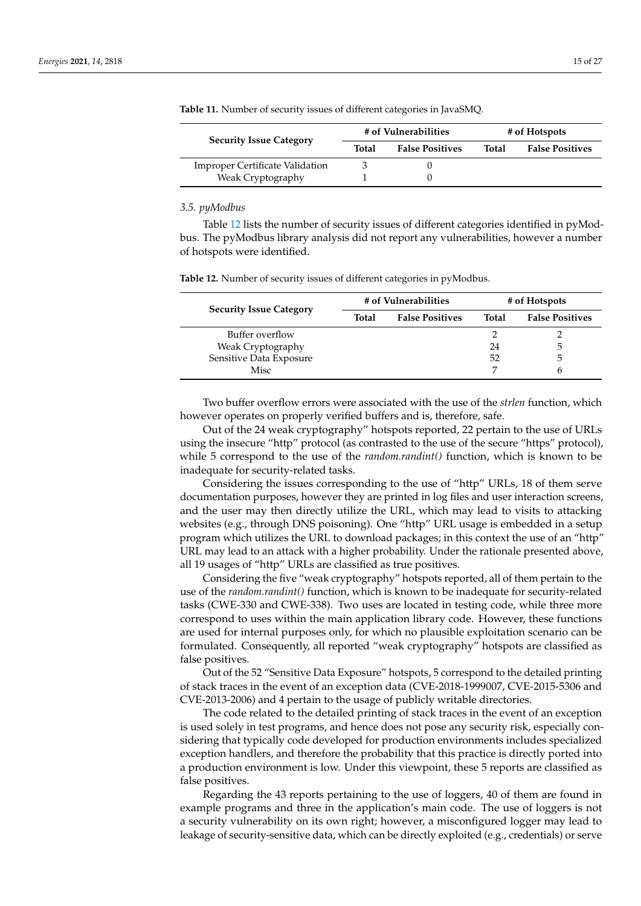**Table 11.** Number of security issues of different categories in JavaSMQ.

| Security Issue Category | # of Vulnerabilities | | # of Hotspots | |
|---|---|---|---|---|
| | **Total** | **False Positives** | **Total** | **False Positives** |
| Improper Certificate Validation | 3 | 0 | | |
| Weak Cryptography | 1 | 0 | | |

### 3.5. pyModbus

Table 12 lists the number of security issues of different categories identified in pyModbus. The pyModbus library analysis did not report any vulnerabilities, however a number of hotspots were identified.

**Table 12.** Number of security issues of different categories in pyModbus.

| Security Issue Category | # of Vulnerabilities | | # of Hotspots | |
|---|---|---|---|---|
| | **Total** | **False Positives** | **Total** | **False Positives** |
| Buffer overflow | | | 2 | 2 |
| Weak Cryptography | | | 24 | 5 |
| Sensitive Data Exposure | | | 52 | 5 |
| Misc | | | 7 | 6 |

Two buffer overflow errors were associated with the use of the *strlen* function, which however operates on properly verified buffers and is, therefore, safe.

Out of the 24 weak cryptography" hotspots reported, 22 pertain to the use of URLs using the insecure "http" protocol (as contrasted to the use of the secure "https" protocol), while 5 correspond to the use of the *random.randint()* function, which is known to be inadequate for security-related tasks.

Considering the issues corresponding to the use of "http" URLs, 18 of them serve documentation purposes, however they are printed in log files and user interaction screens, and the user may then directly utilize the URL, which may lead to visits to attacking websites (e.g., through DNS poisoning). One "http" URL usage is embedded in a setup program which utilizes the URL to download packages; in this context the use of an "http" URL may lead to an attack with a higher probability. Under the rationale presented above, all 19 usages of "http" URLs are classified as true positives.

Considering the five "weak cryptography" hotspots reported, all of them pertain to the use of the *random.randint()* function, which is known to be inadequate for security-related tasks (CWE-330 and CWE-338). Two uses are located in testing code, while three more correspond to uses within the main application library code. However, these functions are used for internal purposes only, for which no plausible exploitation scenario can be formulated. Consequently, all reported "weak cryptography" hotspots are classified as false positives.

Out of the 52 "Sensitive Data Exposure" hotspots, 5 correspond to the detailed printing of stack traces in the event of an exception data (CVE-2018-1999007, CVE-2015-5306 and CVE-2013-2006) and 4 pertain to the usage of publicly writable directories.

The code related to the detailed printing of stack traces in the event of an exception is used solely in test programs, and hence does not pose any security risk, especially considering that typically code developed for production environments includes specialized exception handlers, and therefore the probability that this practice is directly ported into a production environment is low. Under this viewpoint, these 5 reports are classified as false positives.

Regarding the 43 reports pertaining to the use of loggers, 40 of them are found in example programs and three in the application's main code. The use of loggers is not a security vulnerability on its own right; however, a misconfigured logger may lead to leakage of security-sensitive data, which can be directly exploited (e.g., credentials) or serve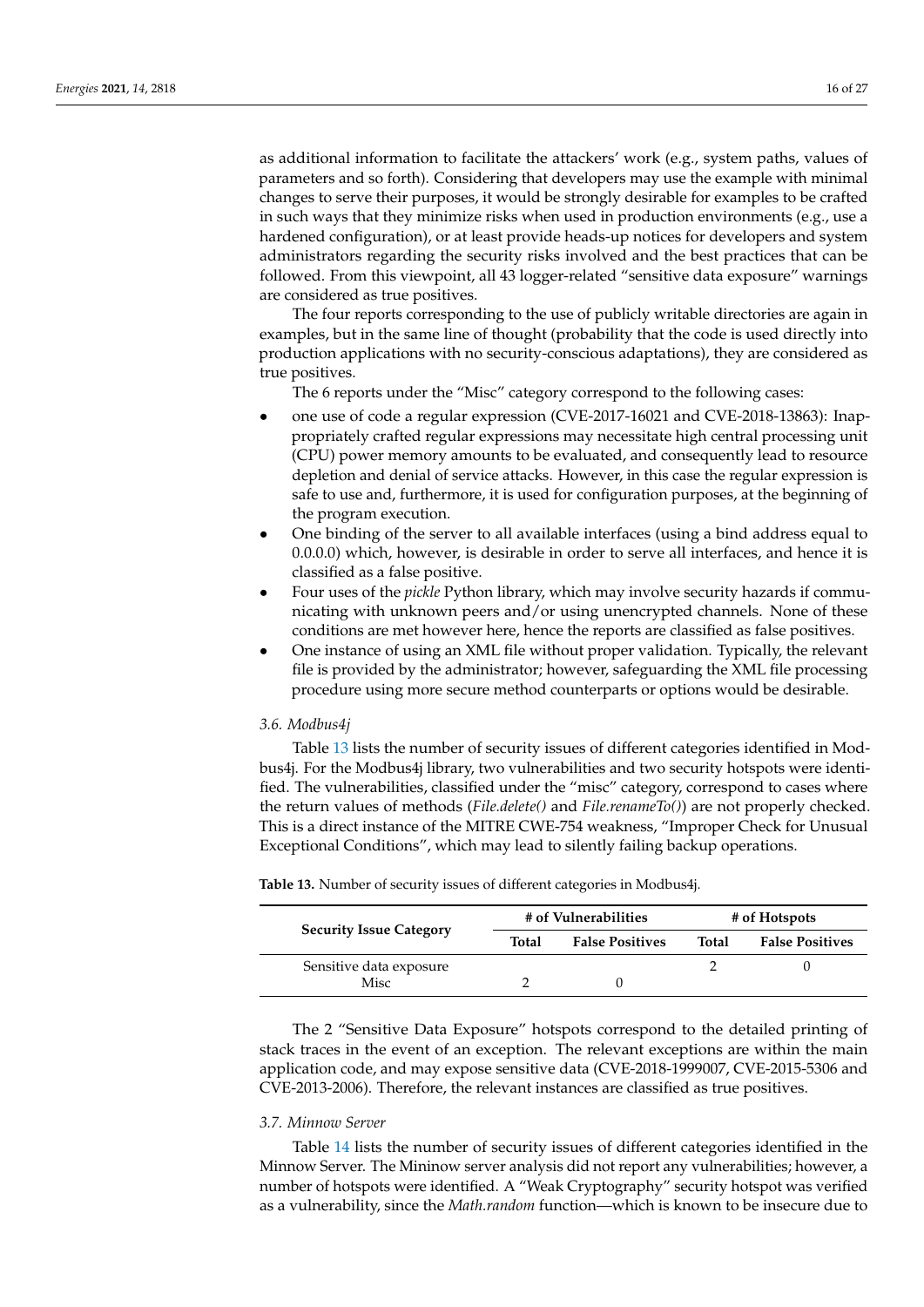as additional information to facilitate the attackers' work (e.g., system paths, values of parameters and so forth). Considering that developers may use the example with minimal changes to serve their purposes, it would be strongly desirable for examples to be crafted in such ways that they minimize risks when used in production environments (e.g., use a hardened configuration), or at least provide heads-up notices for developers and system administrators regarding the security risks involved and the best practices that can be followed. From this viewpoint, all 43 logger-related "sensitive data exposure" warnings are considered as true positives.

The four reports corresponding to the use of publicly writable directories are again in examples, but in the same line of thought (probability that the code is used directly into production applications with no security-conscious adaptations), they are considered as true positives.

The 6 reports under the "Misc" category correspond to the following cases:

- one use of code a regular expression (CVE-2017-16021 and CVE-2018-13863): Inappropriately crafted regular expressions may necessitate high central processing unit (CPU) power memory amounts to be evaluated, and consequently lead to resource depletion and denial of service attacks. However, in this case the regular expression is safe to use and, furthermore, it is used for configuration purposes, at the beginning of the program execution.
- One binding of the server to all available interfaces (using a bind address equal to 0.0.0.0) which, however, is desirable in order to serve all interfaces, and hence it is classified as a false positive.
- Four uses of the *pickle* Python library, which may involve security hazards if communicating with unknown peers and/or using unencrypted channels. None of these conditions are met however here, hence the reports are classified as false positives.
- One instance of using an XML file without proper validation. Typically, the relevant file is provided by the administrator; however, safeguarding the XML file processing procedure using more secure method counterparts or options would be desirable.

### 3.6. Modbus4j

Table 13 lists the number of security issues of different categories identified in Modbus4j library. For the Modbus4j library, two vulnerabilities and two security hotspots were identified. The vulnerabilities, classified under the "misc" category, correspond to cases where the return values of methods (*File.delete()* and *File.renameTo()*) are not properly checked. This is a direct instance of the MITRE CWE-754 weakness, "Improper Check for Unusual Exceptional Conditions", which may lead to silently failing backup operations.

**Table 13.** Number of security issues of different categories in Modbus4j.

| Security Issue Category | # of Vulnerabilities | | # of Hotspots | |
|---|---|---|---|---|
| | **Total** | **False Positives** | **Total** | **False Positives** |
| Sensitive data exposure | | | 2 | 0 |
| Misc | 2 | 0 | | |

The 2 "Sensitive Data Exposure" hotspots correspond to the detailed printing of stack traces in the event of an exception. The relevant exceptions are within the main application code, and may expose sensitive data (CVE-2018-1999007, CVE-2015-5306 and CVE-2013-2006). Therefore, the relevant instances are classified as true positives.

### 3.7. Minnow Server

Table 14 lists the number of security issues of different categories identified in the Minnow Server. The Mininow server analysis did not report any vulnerabilities; however, a number of hotspots were identified. A "Weak Cryptography" security hotspot was verified as a vulnerability, since the *Math.random* function—which is known to be insecure due to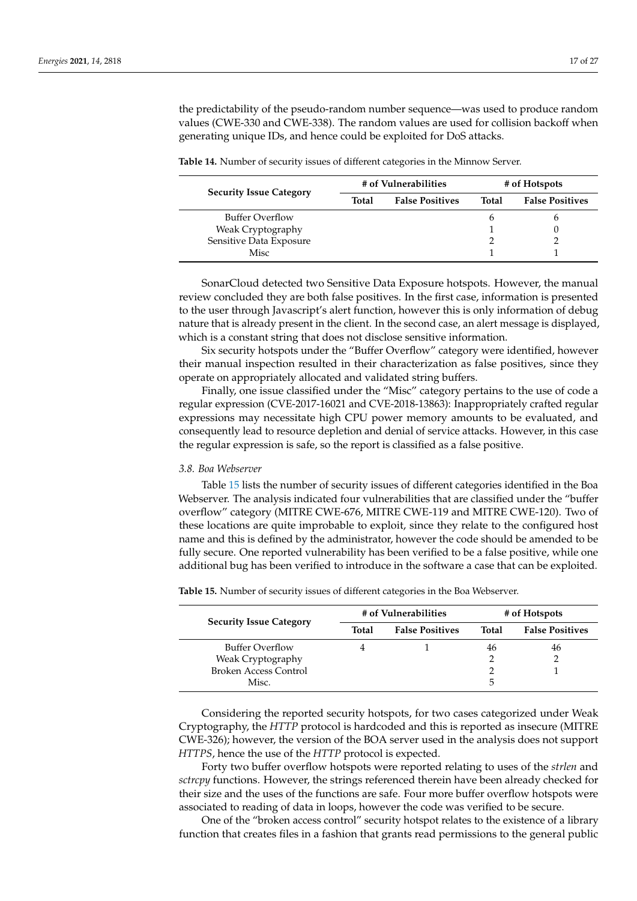the predictability of the pseudo-random number sequence—was used to produce random values (CWE-330 and CWE-338). The random values are used for collision backoff when generating unique IDs, and hence could be exploited for DoS attacks.

**Table 14.** Number of security issues of different categories in the Minnow Server.

| Security Issue Category | # of Vulnerabilities | | # of Hotspots | |
|---|---|---|---|---|
| | **Total** | **False Positives** | **Total** | **False Positives** |
| Buffer Overflow | | | 6 | 6 |
| Weak Cryptography | | | 1 | 0 |
| Sensitive Data Exposure | | | 2 | 2 |
| Misc | | | 1 | 1 |

SonarCloud detected two Sensitive Data Exposure hotspots. However, the manual review concluded they are both false positives. In the first case, information is presented to the user through Javascript's alert function, however this is only information of debug nature that is already present in the client. In the second case, an alert message is displayed, which is a constant string that does not disclose sensitive information.

Six security hotspots under the "Buffer Overflow" category were identified, however their manual inspection resulted in their characterization as false positives, since they operate on appropriately allocated and validated string buffers.

Finally, one issue classified under the "Misc" category pertains to the use of code a regular expression (CVE-2017-16021 and CVE-2018-13863): Inappropriately crafted regular expressions may necessitate high CPU power memory amounts to be evaluated, and consequently lead to resource depletion and denial of service attacks. However, in this case the regular expression is safe, so the report is classified as a false positive.

### 3.8. Boa Webserver

Table 15 lists the number of security issues of different categories identified in the Boa Webserver. The analysis indicated four vulnerabilities that are classified under the "buffer overflow" category (MITRE CWE-676, MITRE CWE-119 and MITRE CWE-120). Two of these locations are quite improbable to exploit, since they relate to the configured host name and this is defined by the administrator, however the code should be amended to be fully secure. One reported vulnerability has been verified to be a false positive, while one additional bug has been verified to introduce in the software a case that can be exploited.

**Table 15.** Number of security issues of different categories in the Boa Webserver.

| Security Issue Category | # of Vulnerabilities | | # of Hotspots | |
|---|---|---|---|---|
| | **Total** | **False Positives** | **Total** | **False Positives** |
| Buffer Overflow | 4 | 1 | 46 | 46 |
| Weak Cryptography | | | 2 | 2 |
| Broken Access Control | | | 2 | 1 |
| Misc. | | | 5 | |

Considering the reported security hotspots, for two cases categorized under Weak Cryptography, the *HTTP* protocol is hardcoded and this is reported as insecure (MITRE CWE-326); however, the version of the BOA server used in the analysis does not support *HTTPS*, hence the use of the *HTTP* protocol is expected.

Forty two buffer overflow hotspots were reported relating to uses of the *strlen* and *sctrcpy* functions. However, the strings referenced therein have been already checked for their size and the uses of the functions are safe. Four more buffer overflow hotspots were associated to reading of data in loops, however the code was verified to be secure.

One of the "broken access control" security hotspot relates to the existence of a library function that creates files in a fashion that grants read permissions to the general public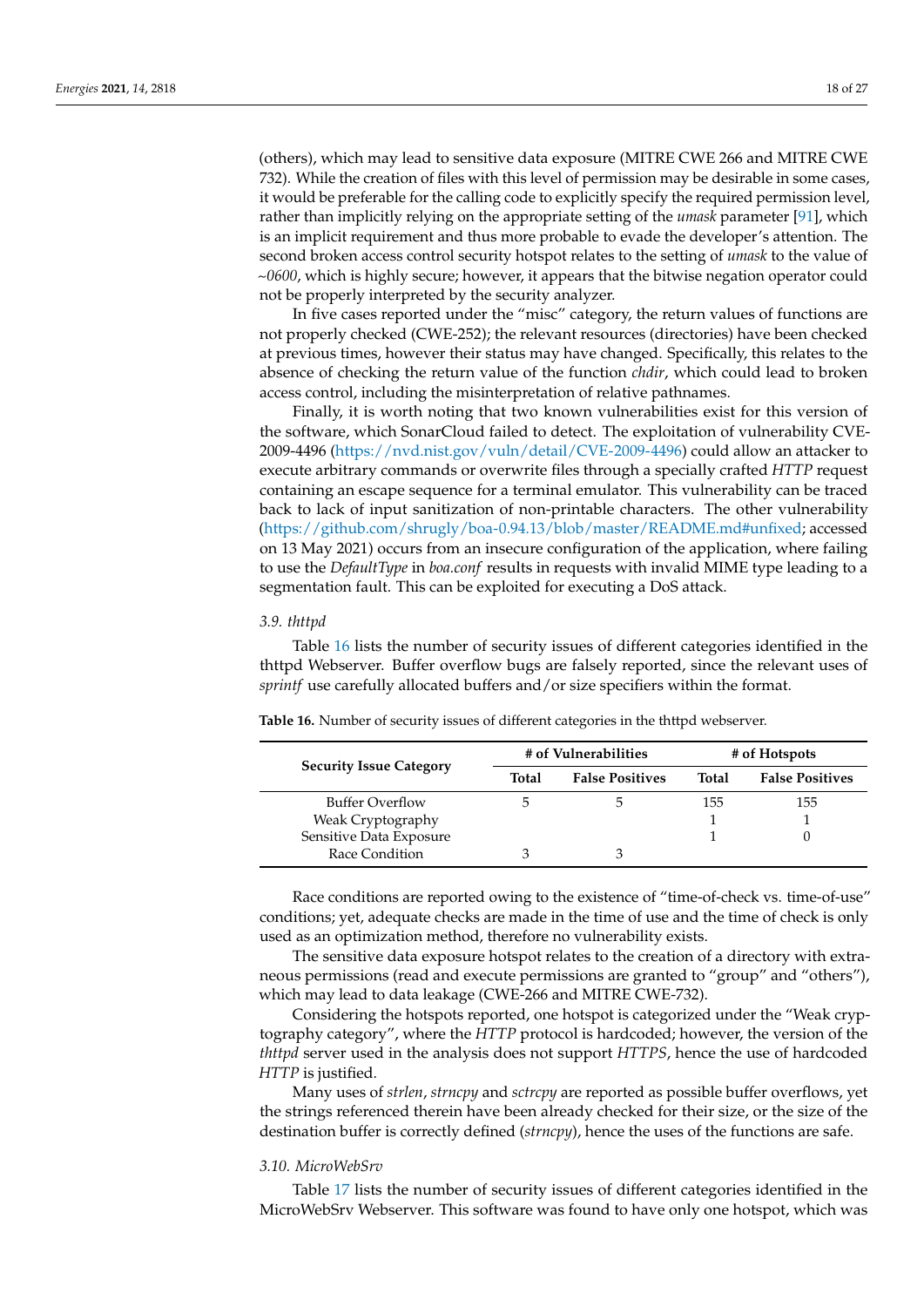(others), which may lead to sensitive data exposure (MITRE CWE 266 and MITRE CWE 732). While the creation of files with this level of permission may be desirable in some cases, it would be preferable for the calling code to explicitly specify the required permission level, rather than implicitly relying on the appropriate setting of the *umask* parameter [91], which is an implicit requirement and thus more probable to evade the developer's attention. The second broken access control security hotspot relates to the setting of *umask* to the value of *~0600*, which is highly secure; however, it appears that the bitwise negation operator could not be properly interpreted by the security analyzer.

In five cases reported under the "misc" category, the return values of functions are not properly checked (CWE-252); the relevant resources (directories) have been checked at previous times, however their status may have changed. Specifically, this relates to the absence of checking the return value of the function *chdir*, which could lead to broken access control, including the misinterpretation of relative pathnames.

Finally, it is worth noting that two known vulnerabilities exist for this version of the software, which SonarCloud failed to detect. The exploitation of vulnerability CVE-2009-4496 (https://nvd.nist.gov/vuln/detail/CVE-2009-4496) could allow an attacker to execute arbitrary commands or overwrite files through a specially crafted *HTTP* request containing an escape sequence for a terminal emulator. This vulnerability can be traced back to lack of input sanitization of non-printable characters. The other vulnerability (https://github.com/shrugly/boa-0.94.13/blob/master/README.md#unfixed; accessed on 13 May 2021) occurs from an insecure configuration of the application, where failing to use the *DefaultType* in *boa.conf* results in requests with invalid MIME type leading to a segmentation fault. This can be exploited for executing a DoS attack.

### 3.9. thttpd

Table 16 lists the number of security issues of different categories identified in the thttpd Webserver. Buffer overflow bugs are falsely reported, since the relevant uses of *sprintf* use carefully allocated buffers and/or size specifiers within the format.

**Table 16.** Number of security issues of different categories in the thttpd webserver.

| Security Issue Category | # of Vulnerabilities | | # of Hotspots | |
|---|---|---|---|---|
| | Total | False Positives | Total | False Positives |
| Buffer Overflow | 5 | 5 | 155 | 155 |
| Weak Cryptography | | | 1 | 1 |
| Sensitive Data Exposure | | | 1 | 0 |
| Race Condition | 3 | 3 | | |

Race conditions are reported owing to the existence of "time-of-check vs. time-of-use" conditions; yet, adequate checks are made in the time of use and the time of check is only used as an optimization method, therefore no vulnerability exists.

The sensitive data exposure hotspot relates to the creation of a directory with extraneous permissions (read and execute permissions are granted to "group" and "others"), which may lead to data leakage (CWE-266 and MITRE CWE-732).

Considering the hotspots reported, one hotspot is categorized under the "Weak cryptography category", where the *HTTP* protocol is hardcoded; however, the version of the *thttpd* server used in the analysis does not support *HTTPS*, hence the use of hardcoded *HTTP* is justified.

Many uses of *strlen*, *strncpy* and *sctrcpy* are reported as possible buffer overflows, yet the strings referenced therein have been already checked for their size, or the size of the destination buffer is correctly defined (*strncpy*), hence the uses of the functions are safe.

### 3.10. MicroWebSrv

Table 17 lists the number of security issues of different categories identified in the MicroWebSrv Webserver. This software was found to have only one hotspot, which was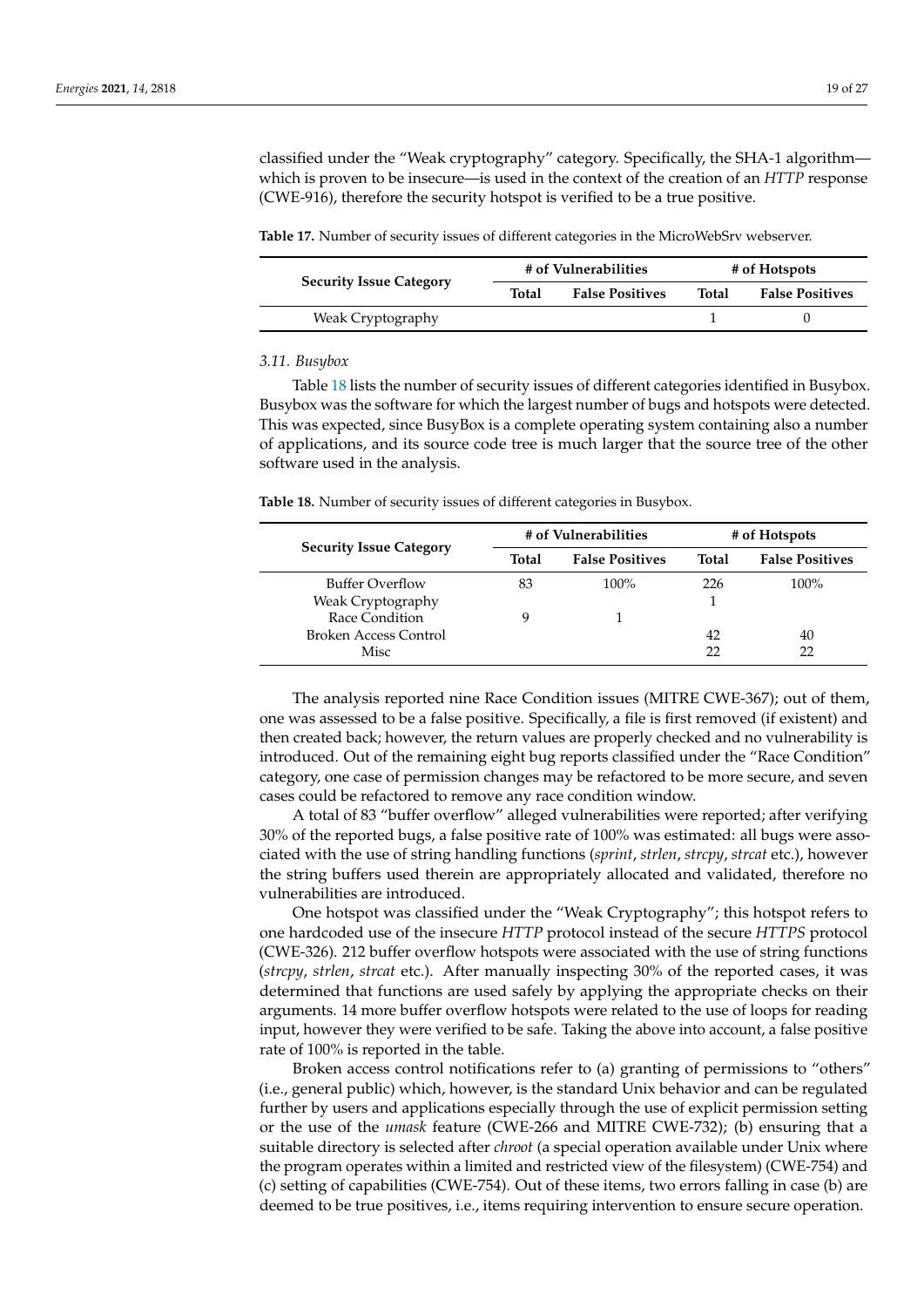classified under the "Weak cryptography" category. Specifically, the SHA-1 algorithm—which is proven to be insecure—is used in the context of the creation of an *HTTP* response (CWE-916), therefore the security hotspot is verified to be a true positive.

**Table 17.** Number of security issues of different categories in the MicroWebSrv webserver.

| Security Issue Category | # of Vulnerabilities | | # of Hotspots | |
|---|---|---|---|---|
| | **Total** | **False Positives** | **Total** | **False Positives** |
| Weak Cryptography | | | 1 | 0 |

*3.11. Busybox*

Table 18 lists the number of security issues of different categories identified in Busybox. Busybox was the software for which the largest number of bugs and hotspots were detected. This was expected, since BusyBox is a complete operating system containing also a number of applications, and its source code tree is much larger that the source tree of the other software used in the analysis.

**Table 18.** Number of security issues of different categories in Busybox.

| Security Issue Category | # of Vulnerabilities | | # of Hotspots | |
|---|---|---|---|---|
| | **Total** | **False Positives** | **Total** | **False Positives** |
| Buffer Overflow | 83 | 100% | 226 | 100% |
| Weak Cryptography | | | 1 | |
| Race Condition | 9 | 1 | | |
| Broken Access Control | | | 42 | 40 |
| Misc | | | 22 | 22 |

The analysis reported nine Race Condition issues (MITRE CWE-367); out of them, one was assessed to be a false positive. Specifically, a file is first removed (if existent) and then created back; however, the return values are properly checked and no vulnerability is introduced. Out of the remaining eight bug reports classified under the "Race Condition" category, one case of permission changes may be refactored to be more secure, and seven cases could be refactored to remove any race condition window.

A total of 83 "buffer overflow" alleged vulnerabilities were reported; after verifying 30% of the reported bugs, a false positive rate of 100% was estimated: all bugs were associated with the use of string handling functions (*sprint*, *strlen*, *strcpy*, *strcat* etc.), however the string buffers used therein are appropriately allocated and validated, therefore no vulnerabilities are introduced.

One hotspot was classified under the "Weak Cryptography"; this hotspot refers to one hardcoded use of the insecure *HTTP* protocol instead of the secure *HTTPS* protocol (CWE-326). 212 buffer overflow hotspots were associated with the use of string functions (*strcpy*, *strlen*, *strcat* etc.). After manually inspecting 30% of the reported cases, it was determined that functions are used safely by applying the appropriate checks on their arguments. 14 more buffer overflow hotspots were related to the use of loops for reading input, however they were verified to be safe. Taking the above into account, a false positive rate of 100% is reported in the table.

Broken access control notifications refer to (a) granting of permissions to "others" (i.e., general public) which, however, is the standard Unix behavior and can be regulated further by users and applications especially through the use of explicit permission setting or the use of the *umask* feature (CWE-266 and MITRE CWE-732); (b) ensuring that a suitable directory is selected after *chroot* (a special operation available under Unix where the program operates within a limited and restricted view of the filesystem) (CWE-754) and (c) setting of capabilities (CWE-754). Out of these items, two errors falling in case (b) are deemed to be true positives, i.e., items requiring intervention to ensure secure operation.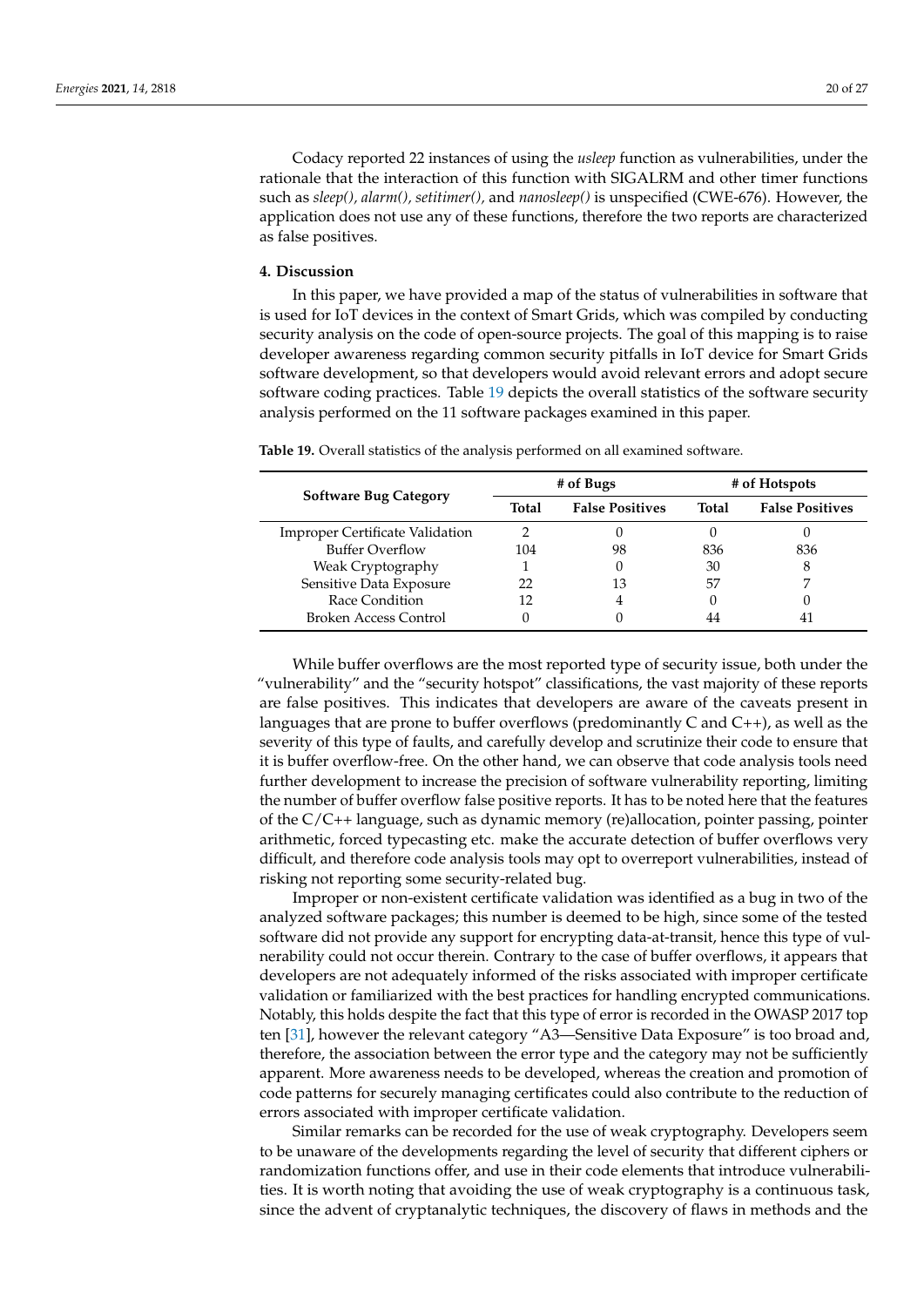Codacy reported 22 instances of using the *usleep* function as vulnerabilities, under the rationale that the interaction of this function with SIGALRM and other timer functions such as *sleep(), alarm(), setitimer(),* and *nanosleep()* is unspecified (CWE-676). However, the application does not use any of these functions, therefore the two reports are characterized as false positives.

## 4. Discussion

In this paper, we have provided a map of the status of vulnerabilities in software that is used for IoT devices in the context of Smart Grids, which was compiled by conducting security analysis on the code of open-source projects. The goal of this mapping is to raise developer awareness regarding common security pitfalls in IoT device for Smart Grids software development, so that developers would avoid relevant errors and adopt secure software coding practices. Table 19 depicts the overall statistics of the software security analysis performed on the 11 software packages examined in this paper.

**Table 19.** Overall statistics of the analysis performed on all examined software.

| Software Bug Category | # of Bugs | | # of Hotspots | |
|---|---|---|---|---|
| | **Total** | **False Positives** | **Total** | **False Positives** |
| Improper Certificate Validation | 2 | 0 | 0 | 0 |
| Buffer Overflow | 104 | 98 | 836 | 836 |
| Weak Cryptography | 1 | 0 | 30 | 8 |
| Sensitive Data Exposure | 22 | 13 | 57 | 7 |
| Race Condition | 12 | 4 | 0 | 0 |
| Broken Access Control | 0 | 0 | 44 | 41 |

While buffer overflows are the most reported type of security issue, both under the "vulnerability" and the "security hotspot" classifications, the vast majority of these reports are false positives. This indicates that developers are aware of the caveats present in languages that are prone to buffer overflows (predominantly C and C++), as well as the severity of this type of faults, and carefully develop and scrutinize their code to ensure that it is buffer overflow-free. On the other hand, we can observe that code analysis tools need further development to increase the precision of software vulnerability reporting, limiting the number of buffer overflow false positive reports. It has to be noted here that the features of the C/C++ language, such as dynamic memory (re)allocation, pointer passing, pointer arithmetic, forced typecasting etc. make the accurate detection of buffer overflows very difficult, and therefore code analysis tools may opt to overreport vulnerabilities, instead of risking not reporting some security-related bug.

Improper or non-existent certificate validation was identified as a bug in two of the analyzed software packages; this number is deemed to be high, since some of the tested software did not provide any support for encrypting data-at-transit, hence this type of vulnerability could not occur therein. Contrary to the case of buffer overflows, it appears that developers are not adequately informed of the risks associated with improper certificate validation or familiarized with the best practices for handling encrypted communications. Notably, this holds despite the fact that this type of error is recorded in the OWASP 2017 top ten [31], however the relevant category "A3—Sensitive Data Exposure" is too broad and, therefore, the association between the error type and the category may not be sufficiently apparent. More awareness needs to be developed, whereas the creation and promotion of code patterns for securely managing certificates could also contribute to the reduction of errors associated with improper certificate validation.

Similar remarks can be recorded for the use of weak cryptography. Developers seem to be unaware of the developments regarding the level of security that different ciphers or randomization functions offer, and use in their code elements that introduce vulnerabilities. It is worth noting that avoiding the use of weak cryptography is a continuous task, since the advent of cryptanalytic techniques, the discovery of flaws in methods and the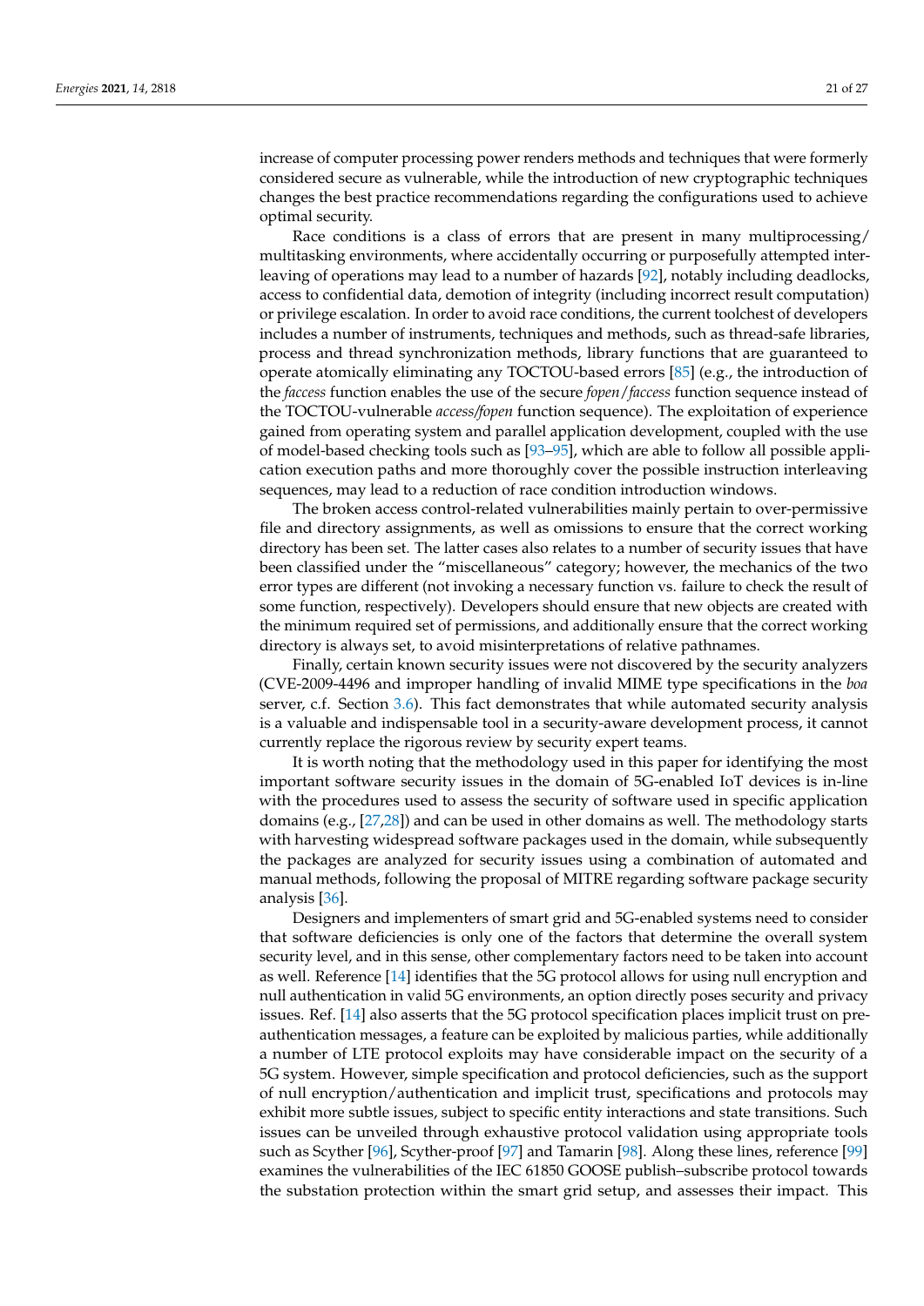increase of computer processing power renders methods and techniques that were formerly considered secure as vulnerable, while the introduction of new cryptographic techniques changes the best practice recommendations regarding the configurations used to achieve optimal security.

Race conditions is a class of errors that are present in many multiprocessing/multitasking environments, where accidentally occurring or purposefully attempted interleaving of operations may lead to a number of hazards [92], notably including deadlocks, access to confidential data, demotion of integrity (including incorrect result computation) or privilege escalation. In order to avoid race conditions, the current toolchest of developers includes a number of instruments, techniques and methods, such as thread-safe libraries, process and thread synchronization methods, library functions that are guaranteed to operate atomically eliminating any TOCTOU-based errors [85] (e.g., the introduction of the *faccess* function enables the use of the secure *fopen*/*faccess* function sequence instead of the TOCTOU-vulnerable *access/fopen* function sequence). The exploitation of experience gained from operating system and parallel application development, coupled with the use of model-based checking tools such as [93–95], which are able to follow all possible application execution paths and more thoroughly cover the possible instruction interleaving sequences, may lead to a reduction of race condition introduction windows.

The broken access control-related vulnerabilities mainly pertain to over-permissive file and directory assignments, as well as omissions to ensure that the correct working directory has been set. The latter cases also relates to a number of security issues that have been classified under the "miscellaneous" category; however, the mechanics of the two error types are different (not invoking a necessary function vs. failure to check the result of some function, respectively). Developers should ensure that new objects are created with the minimum required set of permissions, and additionally ensure that the correct working directory is always set, to avoid misinterpretations of relative pathnames.

Finally, certain known security issues were not discovered by the security analyzers (CVE-2009-4496 and improper handling of invalid MIME type specifications in the *boa* server, c.f. Section 3.6). This fact demonstrates that while automated security analysis is a valuable and indispensable tool in a security-aware development process, it cannot currently replace the rigorous review by security expert teams.

It is worth noting that the methodology used in this paper for identifying the most important software security issues in the domain of 5G-enabled IoT devices is in-line with the procedures used to assess the security of software used in specific application domains (e.g., [27,28]) and can be used in other domains as well. The methodology starts with harvesting widespread software packages used in the domain, while subsequently the packages are analyzed for security issues using a combination of automated and manual methods, following the proposal of MITRE regarding software package security analysis [36].

Designers and implementers of smart grid and 5G-enabled systems need to consider that software deficiencies is only one of the factors that determine the overall system security level, and in this sense, other complementary factors need to be taken into account as well. Reference [14] identifies that the 5G protocol allows for using null encryption and null authentication in valid 5G environments, an option directly poses security and privacy issues. Ref. [14] also asserts that the 5G protocol specification places implicit trust on pre-authentication messages, a feature can be exploited by malicious parties, while additionally a number of LTE protocol exploits may have considerable impact on the security of a 5G system. However, simple specification and protocol deficiencies, such as the support of null encryption/authentication and implicit trust, specifications and protocols may exhibit more subtle issues, subject to specific entity interactions and state transitions. Such issues can be unveiled through exhaustive protocol validation using appropriate tools such as Scyther [96], Scyther-proof [97] and Tamarin [98]. Along these lines, reference [99] examines the vulnerabilities of the IEC 61850 GOOSE publish–subscribe protocol towards the substation protection within the smart grid setup, and assesses their impact. This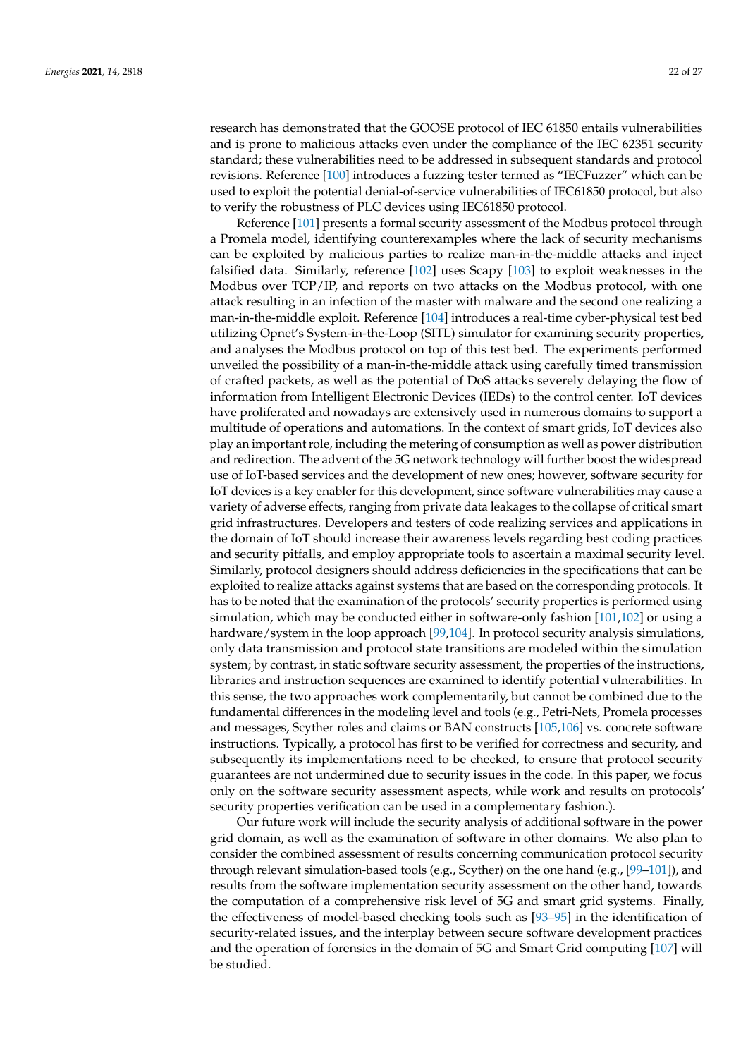research has demonstrated that the GOOSE protocol of IEC 61850 entails vulnerabilities and is prone to malicious attacks even under the compliance of the IEC 62351 security standard; these vulnerabilities need to be addressed in subsequent standards and protocol revisions. Reference [100] introduces a fuzzing tester termed as "IECFuzzer" which can be used to exploit the potential denial-of-service vulnerabilities of IEC61850 protocol, but also to verify the robustness of PLC devices using IEC61850 protocol.

Reference [101] presents a formal security assessment of the Modbus protocol through a Promela model, identifying counterexamples where the lack of security mechanisms can be exploited by malicious parties to realize man-in-the-middle attacks and inject falsified data. Similarly, reference [102] uses Scapy [103] to exploit weaknesses in the Modbus over TCP/IP, and reports on two attacks on the Modbus protocol, with one attack resulting in an infection of the master with malware and the second one realizing a man-in-the-middle exploit. Reference [104] introduces a real-time cyber-physical test bed utilizing Opnet's System-in-the-Loop (SITL) simulator for examining security properties, and analyses the Modbus protocol on top of this test bed. The experiments performed unveiled the possibility of a man-in-the-middle attack using carefully timed transmission of crafted packets, as well as the potential of DoS attacks severely delaying the flow of information from Intelligent Electronic Devices (IEDs) to the control center. IoT devices have proliferated and nowadays are extensively used in numerous domains to support a multitude of operations and automations. In the context of smart grids, IoT devices also play an important role, including the metering of consumption as well as power distribution and redirection. The advent of the 5G network technology will further boost the widespread use of IoT-based services and the development of new ones; however, software security for IoT devices is a key enabler for this development, since software vulnerabilities may cause a variety of adverse effects, ranging from private data leakages to the collapse of critical smart grid infrastructures. Developers and testers of code realizing services and applications in the domain of IoT should increase their awareness levels regarding best coding practices and security pitfalls, and employ appropriate tools to ascertain a maximal security level. Similarly, protocol designers should address deficiencies in the specifications that can be exploited to realize attacks against systems that are based on the corresponding protocols. It has to be noted that the examination of the protocols' security properties is performed using simulation, which may be conducted either in software-only fashion [101,102] or using a hardware/system in the loop approach [99,104]. In protocol security analysis simulations, only data transmission and protocol state transitions are modeled within the simulation system; by contrast, in static software security assessment, the properties of the instructions, libraries and instruction sequences are examined to identify potential vulnerabilities. In this sense, the two approaches work complementarily, but cannot be combined due to the fundamental differences in the modeling level and tools (e.g., Petri-Nets, Promela processes and messages, Scyther roles and claims or BAN constructs [105,106] vs. concrete software instructions. Typically, a protocol has first to be verified for correctness and security, and subsequently its implementations need to be checked, to ensure that protocol security guarantees are not undermined due to security issues in the code. In this paper, we focus only on the software security assessment aspects, while work and results on protocols' security properties verification can be used in a complementary fashion.).

Our future work will include the security analysis of additional software in the power grid domain, as well as the examination of software in other domains. We also plan to consider the combined assessment of results concerning communication protocol security through relevant simulation-based tools (e.g., Scyther) on the one hand (e.g., [99–101]), and results from the software implementation security assessment on the other hand, towards the computation of a comprehensive risk level of 5G and smart grid systems. Finally, the effectiveness of model-based checking tools such as [93–95] in the identification of security-related issues, and the interplay between secure software development practices and the operation of forensics in the domain of 5G and Smart Grid computing [107] will be studied.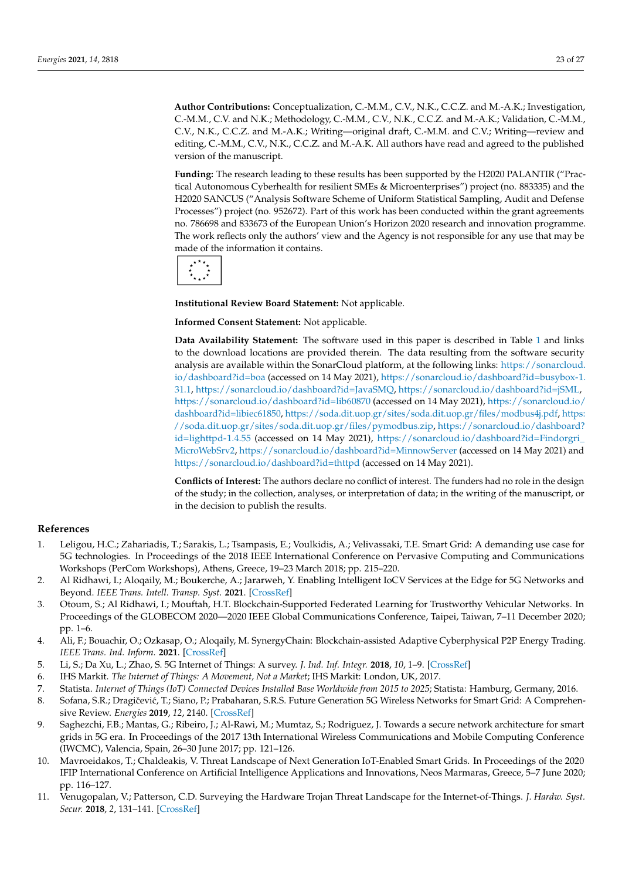**Author Contributions:** Conceptualization, C.-M.M., C.V., N.K., C.C.Z. and M.-A.K.; Investigation, C.-M.M., C.V. and N.K.; Methodology, C.-M.M., C.V., N.K., C.C.Z. and M.-A.K.; Validation, C.-M.M., C.V., N.K., C.C.Z. and M.-A.K.; Writing—original draft, C.-M.M. and C.V.; Writing—review and editing, C.-M.M., C.V., N.K., C.C.Z. and M.-A.K. All authors have read and agreed to the published version of the manuscript.

**Funding:** The research leading to these results has been supported by the H2020 PALANTIR ("Practical Autonomous Cyberhealth for resilient SMEs & Microenterprises") project (no. 883335) and the H2020 SANCUS ("Analysis Software Scheme of Uniform Statistical Sampling, Audit and Defense Processes") project (no. 952672). Part of this work has been conducted within the grant agreements no. 786698 and 833673 of the European Union's Horizon 2020 research and innovation programme. The work reflects only the authors' view and the Agency is not responsible for any use that may be made of the information it contains.

**Institutional Review Board Statement:** Not applicable.

**Informed Consent Statement:** Not applicable.

**Data Availability Statement:** The software used in this paper is described in Table 1 and links to the download locations are provided therein. The data resulting from the software security analysis are available within the SonarCloud platform, at the following links: https://sonarcloud.io/dashboard?id=boa (accessed on 14 May 2021), https://sonarcloud.io/dashboard?id=busybox-1.31.1, https://sonarcloud.io/dashboard?id=JavaSMQ, https://sonarcloud.io/dashboard?id=jSML, https://sonarcloud.io/dashboard?id=lib60870 (accessed on 14 May 2021), https://sonarcloud.io/dashboard?id=libiec61850, https://soda.dit.uop.gr/sites/soda.dit.uop.gr/files/modbus4j.pdf, https://soda.dit.uop.gr/sites/soda.dit.uop.gr/files/pymodbus.zip, https://sonarcloud.io/dashboard?id=lighttpd-1.4.55 (accessed on 14 May 2021), https://sonarcloud.io/dashboard?id=Findorgri_MicroWebSrv2, https://sonarcloud.io/dashboard?id=MinnowServer (accessed on 14 May 2021) and https://sonarcloud.io/dashboard?id=thttpd (accessed on 14 May 2021).

**Conflicts of Interest:** The authors declare no conflict of interest. The funders had no role in the design of the study; in the collection, analyses, or interpretation of data; in the writing of the manuscript, or in the decision to publish the results.

## References

1. Leligou, H.C.; Zahariadis, T.; Sarakis, L.; Tsampasis, E.; Voulkidis, A.; Velivassaki, T.E. Smart Grid: A demanding use case for 5G technologies. In Proceedings of the 2018 IEEE International Conference on Pervasive Computing and Communications Workshops (PerCom Workshops), Athens, Greece, 19–23 March 2018; pp. 215–220.
2. Al Ridhawi, I.; Aloqaily, M.; Boukerche, A.; Jararweh, Y. Enabling Intelligent IoCV Services at the Edge for 5G Networks and Beyond. *IEEE Trans. Intell. Transp. Syst.* **2021**. [CrossRef]
3. Otoum, S.; Al Ridhawi, I.; Mouftah, H.T. Blockchain-Supported Federated Learning for Trustworthy Vehicular Networks. In Proceedings of the GLOBECOM 2020—2020 IEEE Global Communications Conference, Taipei, Taiwan, 7–11 December 2020; pp. 1–6.
4. Ali, F.; Bouachir, O.; Ozkasap, O.; Aloqaily, M. SynergyChain: Blockchain-assisted Adaptive Cyberphysical P2P Energy Trading. *IEEE Trans. Ind. Inform.* **2021**. [CrossRef]
5. Li, S.; Da Xu, L.; Zhao, S. 5G Internet of Things: A survey. *J. Ind. Inf. Integr.* **2018**, *10*, 1–9. [CrossRef]
6. IHS Markit. *The Internet of Things: A Movement, Not a Market*; IHS Markit: London, UK, 2017.
7. Statista. *Internet of Things (IoT) Connected Devices Installed Base Worldwide from 2015 to 2025*; Statista: Hamburg, Germany, 2016.
8. Sofana, S.R.; Dragičević, T.; Siano, P.; Prabaharan, S.R.S. Future Generation 5G Wireless Networks for Smart Grid: A Comprehensive Review. *Energies* **2019**, *12*, 2140. [CrossRef]
9. Saghezchi, F.B.; Mantas, G.; Ribeiro, J.; Al-Rawi, M.; Mumtaz, S.; Rodriguez, J. Towards a secure network architecture for smart grids in 5G era. In Proceedings of the 2017 13th International Wireless Communications and Mobile Computing Conference (IWCMC), Valencia, Spain, 26–30 June 2017; pp. 121–126.
10. Mavroeidakos, T.; Chaldeakis, V. Threat Landscape of Next Generation IoT-Enabled Smart Grids. In Proceedings of the 2020 IFIP International Conference on Artificial Intelligence Applications and Innovations, Neos Marmaras, Greece, 5–7 June 2020; pp. 116–127.
11. Venugopalan, V.; Patterson, C.D. Surveying the Hardware Trojan Threat Landscape for the Internet-of-Things. *J. Hardw. Syst. Secur.* **2018**, *2*, 131–141. [CrossRef]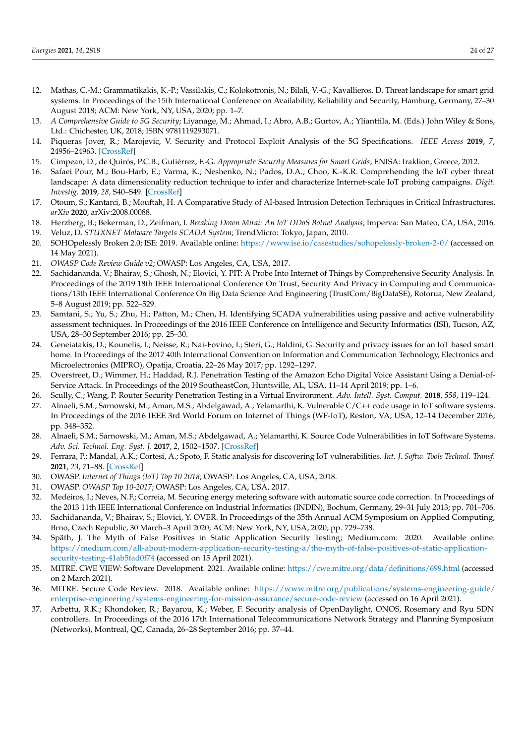12. Mathas, C.-M.; Grammatikakis, K.-P.; Vassilakis, C.; Kolokotronis, N.; Bilali, V.-G.; Kavallieros, D. Threat landscape for smart grid systems. In Proceedings of the 15th International Conference on Availability, Reliability and Security, Hamburg, Germany, 27–30 August 2018; ACM: New York, NY, USA, 2020; pp. 1–7.
13. *A Comprehensive Guide to 5G Security*; Liyanage, M.; Ahmad, I.; Abro, A.B.; Gurtov, A.; Ylianttila, M. (Eds.) John Wiley & Sons, Ltd.: Chichester, UK, 2018; ISBN 9781119293071.
14. Piqueras Jover, R.; Marojevic, V. Security and Protocol Exploit Analysis of the 5G Specifications. *IEEE Access* **2019**, *7*, 24956–24963. [CrossRef]
15. Cimpean, D.; de Quirós, P.C.B.; Gutiérrez, F.-G. *Appropriate Security Measures for Smart Grids*; ENISA: Iraklion, Greece, 2012.
16. Safaei Pour, M.; Bou-Harb, E.; Varma, K.; Neshenko, N.; Pados, D.A.; Choo, K.-K.R. Comprehending the IoT cyber threat landscape: A data dimensionality reduction technique to infer and characterize Internet-scale IoT probing campaigns. *Digit. Investig.* **2019**, *28*, S40–S49. [CrossRef]
17. Otoum, S.; Kantarci, B.; Mouftah, H. A Comparative Study of AI-based Intrusion Detection Techniques in Critical Infrastructures. *arXiv* **2020**, arXiv:2008.00088.
18. Herzberg, B.; Bekerman, D.; Zeifman, I. *Breaking Down Mirai: An IoT DDoS Botnet Analysis*; Imperva: San Mateo, CA, USA, 2016.
19. Veluz, D. *STUXNET Malware Targets SCADA System*; TrendMicro: Tokyo, Japan, 2010.
20. SOHOpelessly Broken 2.0; ISE: 2019. Available online: https://www.ise.io/casestudies/sohopelessly-broken-2-0/ (accessed on 14 May 2021).
21. *OWASP Code Review Guide v2*; OWASP: Los Angeles, CA, USA, 2017.
22. Sachidananda, V.; Bhairav, S.; Ghosh, N.; Elovici, Y. PIT: A Probe Into Internet of Things by Comprehensive Security Analysis. In Proceedings of the 2019 18th IEEE International Conference On Trust, Security And Privacy in Computing and Communications/13th IEEE International Conference On Big Data Science And Engineering (TrustCom/BigDataSE), Rotorua, New Zealand, 5–8 August 2019; pp. 522–529.
23. Samtani, S.; Yu, S.; Zhu, H.; Patton, M.; Chen, H. Identifying SCADA vulnerabilities using passive and active vulnerability assessment techniques. In Proceedings of the 2016 IEEE Conference on Intelligence and Security Informatics (ISI), Tucson, AZ, USA, 28–30 September 2016; pp. 25–30.
24. Geneiatakis, D.; Kounelis, I.; Neisse, R.; Nai-Fovino, I.; Steri, G.; Baldini, G. Security and privacy issues for an IoT based smart home. In Proceedings of the 2017 40th International Convention on Information and Communication Technology, Electronics and Microelectronics (MIPRO), Opatija, Croatia, 22–26 May 2017; pp. 1292–1297.
25. Overstreet, D.; Wimmer, H.; Haddad, R.J. Penetration Testing of the Amazon Echo Digital Voice Assistant Using a Denial-of-Service Attack. In Proceedings of the 2019 SoutheastCon, Huntsville, AL, USA, 11–14 April 2019; pp. 1–6.
26. Scully, C.; Wang, P. Router Security Penetration Testing in a Virtual Environment. *Adv. Intell. Syst. Comput.* **2018**, *558*, 119–124.
27. Alnaeli, S.M.; Sarnowski, M.; Aman, M.S.; Abdelgawad, A.; Yelamarthi, K. Vulnerable C/C++ code usage in IoT software systems. In Proceedings of the 2016 IEEE 3rd World Forum on Internet of Things (WF-IoT), Reston, VA, USA, 12–14 December 2016; pp. 348–352.
28. Alnaeli, S.M.; Sarnowski, M.; Aman, M.S.; Abdelgawad, A.; Yelamarthi, K. Source Code Vulnerabilities in IoT Software Systems. *Adv. Sci. Technol. Eng. Syst. J.* **2017**, *2*, 1502–1507. [CrossRef]
29. Ferrara, P.; Mandal, A.K.; Cortesi, A.; Spoto, F. Static analysis for discovering IoT vulnerabilities. *Int. J. Softw. Tools Technol. Transf.* **2021**, *23*, 71–88. [CrossRef]
30. OWASP. *Internet of Things (IoT) Top 10 2018*; OWASP: Los Angeles, CA, USA, 2018.
31. OWASP. *OWASP Top 10-2017*; OWASP: Los Angeles, CA, USA, 2017.
32. Medeiros, I.; Neves, N.F.; Correia, M. Securing energy metering software with automatic source code correction. In Proceedings of the 2013 11th IEEE International Conference on Industrial Informatics (INDIN), Bochum, Germany, 29–31 July 2013; pp. 701–706.
33. Sachidananda, V.; Bhairav, S.; Elovici, Y. OVER. In Proceedings of the 35th Annual ACM Symposium on Applied Computing, Brno, Czech Republic, 30 March–3 April 2020; ACM: New York, NY, USA, 2020; pp. 729–738.
34. Späth, J. The Myth of False Positives in Static Application Security Testing; Medium.com: 2020. Available online: https://medium.com/all-about-modern-application-security-testing-a/the-myth-of-false-positives-of-static-application-security-testing-41ab5fad0f74 (accessed on 15 April 2021).
35. MITRE. CWE VIEW: Software Development. 2021. Available online: https://cwe.mitre.org/data/definitions/699.html (accessed on 2 March 2021).
36. MITRE. Secure Code Review. 2018. Available online: https://www.mitre.org/publications/systems-engineering-guide/enterprise-engineering/systems-engineering-for-mission-assurance/secure-code-review (accessed on 16 April 2021).
37. Arbettu, R.K.; Khondoker, R.; Bayarou, K.; Weber, F. Security analysis of OpenDaylight, ONOS, Rosemary and Ryu SDN controllers. In Proceedings of the 2016 17th International Telecommunications Network Strategy and Planning Symposium (Networks), Montreal, QC, Canada, 26–28 September 2016; pp. 37–44.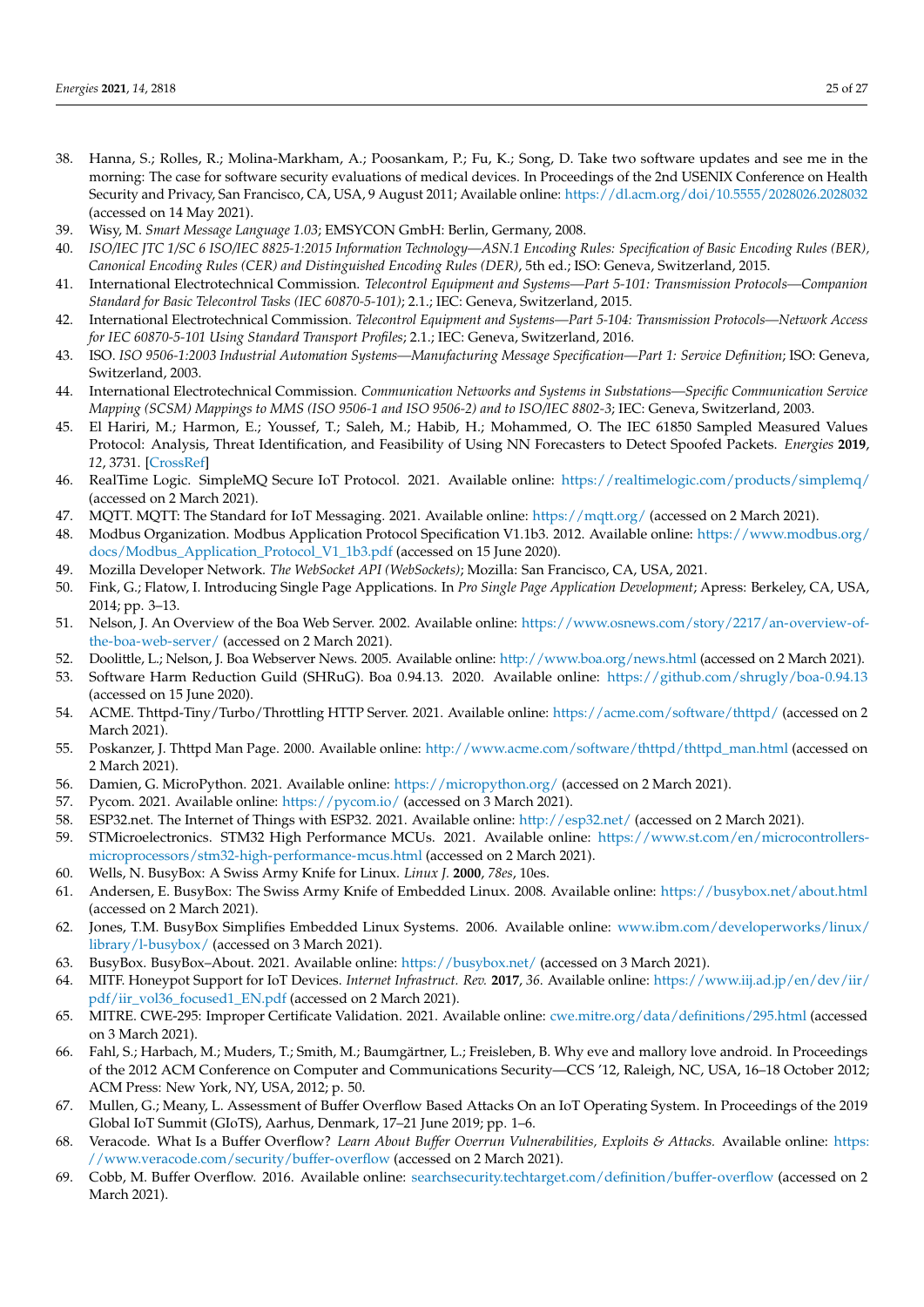38. Hanna, S.; Rolles, R.; Molina-Markham, A.; Poosankam, P.; Fu, K.; Song, D. Take two software updates and see me in the morning: The case for software security evaluations of medical devices. In Proceedings of the 2nd USENIX Conference on Health Security and Privacy, San Francisco, CA, USA, 9 August 2011; Available online: https://dl.acm.org/doi/10.5555/2028026.2028032 (accessed on 14 May 2021).
39. Wisy, M. *Smart Message Language 1.03*; EMSYCON GmbH: Berlin, Germany, 2008.
40. *ISO/IEC JTC 1/SC 6 ISO/IEC 8825-1:2015 Information Technology—ASN.1 Encoding Rules: Specification of Basic Encoding Rules (BER), Canonical Encoding Rules (CER) and Distinguished Encoding Rules (DER)*, 5th ed.; ISO: Geneva, Switzerland, 2015.
41. International Electrotechnical Commission. *Telecontrol Equipment and Systems—Part 5-101: Transmission Protocols—Companion Standard for Basic Telecontrol Tasks (IEC 60870-5-101)*; 2.1.; IEC: Geneva, Switzerland, 2015.
42. International Electrotechnical Commission. *Telecontrol Equipment and Systems—Part 5-104: Transmission Protocols—Network Access for IEC 60870-5-101 Using Standard Transport Profiles*; 2.1.; IEC: Geneva, Switzerland, 2016.
43. ISO. *ISO 9506-1:2003 Industrial Automation Systems—Manufacturing Message Specification—Part 1: Service Definition*; ISO: Geneva, Switzerland, 2003.
44. International Electrotechnical Commission. *Communication Networks and Systems in Substations—Specific Communication Service Mapping (SCSM) Mappings to MMS (ISO 9506-1 and ISO 9506-2) and to ISO/IEC 8802-3*; IEC: Geneva, Switzerland, 2003.
45. El Hariri, M.; Harmon, E.; Youssef, T.; Saleh, M.; Habib, H.; Mohammed, O. The IEC 61850 Sampled Measured Values Protocol: Analysis, Threat Identification, and Feasibility of Using NN Forecasters to Detect Spoofed Packets. *Energies* **2019**, *12*, 3731. [CrossRef]
46. RealTime Logic. SimpleMQ Secure IoT Protocol. 2021. Available online: https://realtimelogic.com/products/simplemq/ (accessed on 2 March 2021).
47. MQTT. MQTT: The Standard for IoT Messaging. 2021. Available online: https://mqtt.org/ (accessed on 2 March 2021).
48. Modbus Organization. Modbus Application Protocol Specification V1.1b3. 2012. Available online: https://www.modbus.org/docs/Modbus_Application_Protocol_V1_1b3.pdf (accessed on 15 June 2020).
49. Mozilla Developer Network. *The WebSocket API (WebSockets)*; Mozilla: San Francisco, CA, USA, 2021.
50. Fink, G.; Flatow, I. Introducing Single Page Applications. In *Pro Single Page Application Development*; Apress: Berkeley, CA, USA, 2014; pp. 3–13.
51. Nelson, J. An Overview of the Boa Web Server. 2002. Available online: https://www.osnews.com/story/2217/an-overview-of-the-boa-web-server/ (accessed on 2 March 2021).
52. Doolittle, L.; Nelson, J. Boa Webserver News. 2005. Available online: http://www.boa.org/news.html (accessed on 2 March 2021).
53. Software Harm Reduction Guild (SHRuG). Boa 0.94.13. 2020. Available online: https://github.com/shrugly/boa-0.94.13 (accessed on 15 June 2020).
54. ACME. Thttpd-Tiny/Turbo/Throttling HTTP Server. 2021. Available online: https://acme.com/software/thttpd/ (accessed on 2 March 2021).
55. Poskanzer, J. Thttpd Man Page. 2000. Available online: http://www.acme.com/software/thttpd/thttpd_man.html (accessed on 2 March 2021).
56. Damien, G. MicroPython. 2021. Available online: https://micropython.org/ (accessed on 2 March 2021).
57. Pycom. 2021. Available online: https://pycom.io/ (accessed on 3 March 2021).
58. ESP32.net. The Internet of Things with ESP32. 2021. Available online: http://esp32.net/ (accessed on 2 March 2021).
59. STMicroelectronics. STM32 High Performance MCUs. 2021. Available online: https://www.st.com/en/microcontrollers-microprocessors/stm32-high-performance-mcus.html (accessed on 2 March 2021).
60. Wells, N. BusyBox: A Swiss Army Knife for Linux. *Linux J.* **2000**, *78es*, 10es.
61. Andersen, E. BusyBox: The Swiss Army Knife of Embedded Linux. 2008. Available online: https://busybox.net/about.html (accessed on 2 March 2021).
62. Jones, T.M. BusyBox Simplifies Embedded Linux Systems. 2006. Available online: www.ibm.com/developerworks/linux/library/l-busybox/ (accessed on 3 March 2021).
63. BusyBox. BusyBox–About. 2021. Available online: https://busybox.net/ (accessed on 3 March 2021).
64. MITF. Honeypot Support for IoT Devices. *Internet Infrastruct. Rev.* **2017**, *36*. Available online: https://www.iij.ad.jp/en/dev/iir/pdf/iir_vol36_focused1_EN.pdf (accessed on 2 March 2021).
65. MITRE. CWE-295: Improper Certificate Validation. 2021. Available online: cwe.mitre.org/data/definitions/295.html (accessed on 3 March 2021).
66. Fahl, S.; Harbach, M.; Muders, T.; Smith, M.; Baumgärtner, L.; Freisleben, B. Why eve and mallory love android. In Proceedings of the 2012 ACM Conference on Computer and Communications Security—CCS '12, Raleigh, NC, USA, 16–18 October 2012; ACM Press: New York, NY, USA, 2012; p. 50.
67. Mullen, G.; Meany, L. Assessment of Buffer Overflow Based Attacks On an IoT Operating System. In Proceedings of the 2019 Global IoT Summit (GIoTS), Aarhus, Denmark, 17–21 June 2019; pp. 1–6.
68. Veracode. What Is a Buffer Overflow? *Learn About Buffer Overrun Vulnerabilities, Exploits & Attacks.* Available online: https://www.veracode.com/security/buffer-overflow (accessed on 2 March 2021).
69. Cobb, M. Buffer Overflow. 2016. Available online: searchsecurity.techtarget.com/definition/buffer-overflow (accessed on 2 March 2021).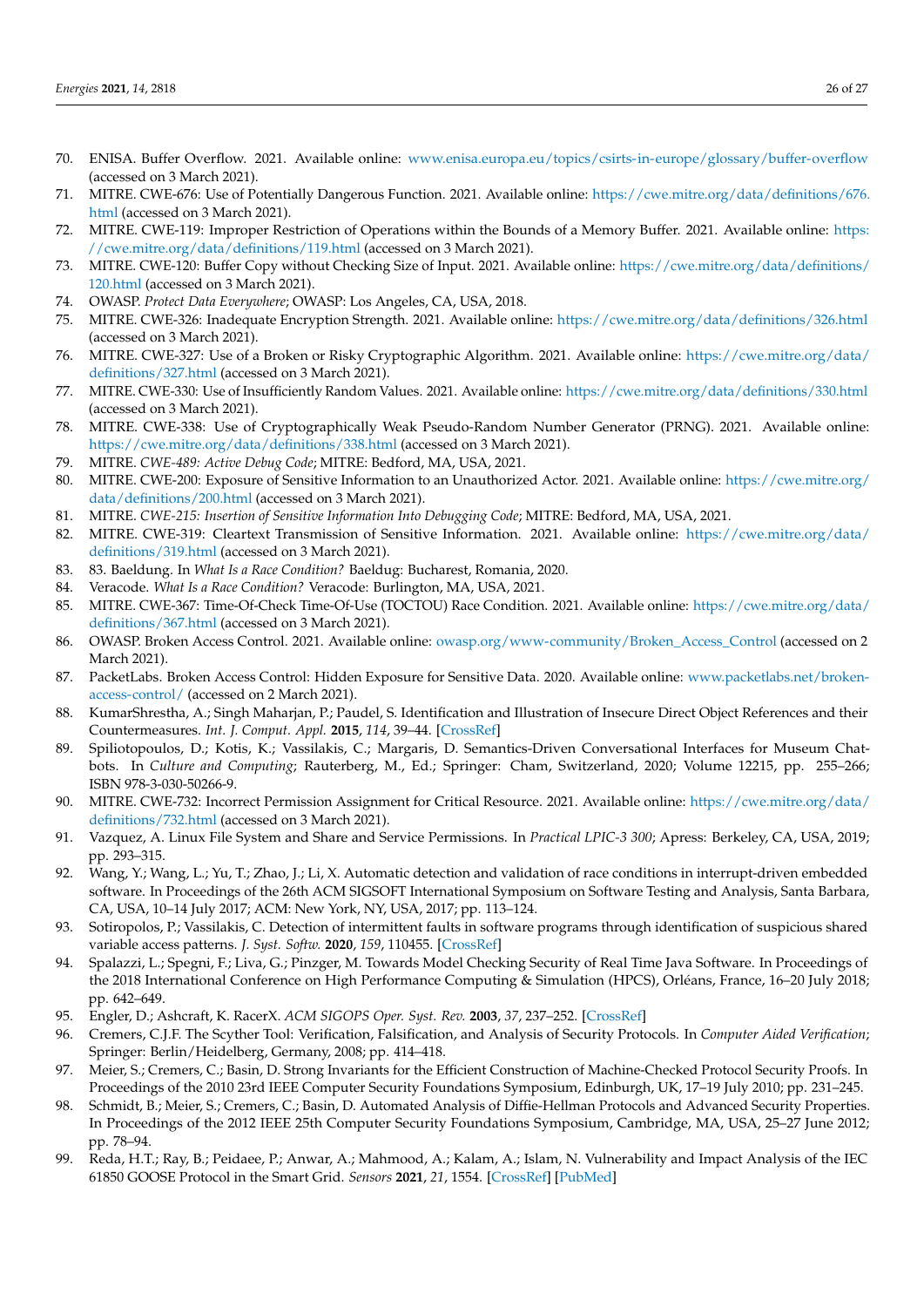70. ENISA. Buffer Overflow. 2021. Available online: www.enisa.europa.eu/topics/csirts-in-europe/glossary/buffer-overflow (accessed on 3 March 2021).
71. MITRE. CWE-676: Use of Potentially Dangerous Function. 2021. Available online: https://cwe.mitre.org/data/definitions/676.html (accessed on 3 March 2021).
72. MITRE. CWE-119: Improper Restriction of Operations within the Bounds of a Memory Buffer. 2021. Available online: https://cwe.mitre.org/data/definitions/119.html (accessed on 3 March 2021).
73. MITRE. CWE-120: Buffer Copy without Checking Size of Input. 2021. Available online: https://cwe.mitre.org/data/definitions/120.html (accessed on 3 March 2021).
74. OWASP. *Protect Data Everywhere*; OWASP: Los Angeles, CA, USA, 2018.
75. MITRE. CWE-326: Inadequate Encryption Strength. 2021. Available online: https://cwe.mitre.org/data/definitions/326.html (accessed on 3 March 2021).
76. MITRE. CWE-327: Use of a Broken or Risky Cryptographic Algorithm. 2021. Available online: https://cwe.mitre.org/data/definitions/327.html (accessed on 3 March 2021).
77. MITRE. CWE-330: Use of Insufficiently Random Values. 2021. Available online: https://cwe.mitre.org/data/definitions/330.html (accessed on 3 March 2021).
78. MITRE. CWE-338: Use of Cryptographically Weak Pseudo-Random Number Generator (PRNG). 2021. Available online: https://cwe.mitre.org/data/definitions/338.html (accessed on 3 March 2021).
79. MITRE. *CWE-489: Active Debug Code*; MITRE: Bedford, MA, USA, 2021.
80. MITRE. CWE-200: Exposure of Sensitive Information to an Unauthorized Actor. 2021. Available online: https://cwe.mitre.org/data/definitions/200.html (accessed on 3 March 2021).
81. MITRE. *CWE-215: Insertion of Sensitive Information Into Debugging Code*; MITRE: Bedford, MA, USA, 2021.
82. MITRE. CWE-319: Cleartext Transmission of Sensitive Information. 2021. Available online: https://cwe.mitre.org/data/definitions/319.html (accessed on 3 March 2021).
83. 83. Baeldung. In *What Is a Race Condition?* Baeldug: Bucharest, Romania, 2020.
84. Veracode. *What Is a Race Condition?* Veracode: Burlington, MA, USA, 2021.
85. MITRE. CWE-367: Time-Of-Check Time-Of-Use (TOCTOU) Race Condition. 2021. Available online: https://cwe.mitre.org/data/definitions/367.html (accessed on 3 March 2021).
86. OWASP. Broken Access Control. 2021. Available online: owasp.org/www-community/Broken_Access_Control (accessed on 2 March 2021).
87. PacketLabs. Broken Access Control: Hidden Exposure for Sensitive Data. 2020. Available online: www.packetlabs.net/broken-access-control/ (accessed on 2 March 2021).
88. KumarShrestha, A.; Singh Maharjan, P.; Paudel, S. Identification and Illustration of Insecure Direct Object References and their Countermeasures. *Int. J. Comput. Appl.* **2015**, *114*, 39–44. [CrossRef]
89. Spiliotopoulos, D.; Kotis, K.; Vassilakis, C.; Margaris, D. Semantics-Driven Conversational Interfaces for Museum Chatbots. In *Culture and Computing*; Rauterberg, M., Ed.; Springer: Cham, Switzerland, 2020; Volume 12215, pp. 255–266; ISBN 978-3-030-50266-9.
90. MITRE. CWE-732: Incorrect Permission Assignment for Critical Resource. 2021. Available online: https://cwe.mitre.org/data/definitions/732.html (accessed on 3 March 2021).
91. Vazquez, A. Linux File System and Share and Service Permissions. In *Practical LPIC-3 300*; Apress: Berkeley, CA, USA, 2019; pp. 293–315.
92. Wang, Y.; Wang, L.; Yu, T.; Zhao, J.; Li, X. Automatic detection and validation of race conditions in interrupt-driven embedded software. In Proceedings of the 26th ACM SIGSOFT International Symposium on Software Testing and Analysis, Santa Barbara, CA, USA, 10–14 July 2017; ACM: New York, NY, USA, 2017; pp. 113–124.
93. Sotiropolos, P.; Vassilakis, C. Detection of intermittent faults in software programs through identification of suspicious shared variable access patterns. *J. Syst. Softw.* **2020**, *159*, 110455. [CrossRef]
94. Spalazzi, L.; Spegni, F.; Liva, G.; Pinzger, M. Towards Model Checking Security of Real Time Java Software. In Proceedings of the 2018 International Conference on High Performance Computing & Simulation (HPCS), Orléans, France, 16–20 July 2018; pp. 642–649.
95. Engler, D.; Ashcraft, K. RacerX. *ACM SIGOPS Oper. Syst. Rev.* **2003**, *37*, 237–252. [CrossRef]
96. Cremers, C.J.F. The Scyther Tool: Verification, Falsification, and Analysis of Security Protocols. In *Computer Aided Verification*; Springer: Berlin/Heidelberg, Germany, 2008; pp. 414–418.
97. Meier, S.; Cremers, C.; Basin, D. Strong Invariants for the Efficient Construction of Machine-Checked Protocol Security Proofs. In Proceedings of the 2010 23rd IEEE Computer Security Foundations Symposium, Edinburgh, UK, 17–19 July 2010; pp. 231–245.
98. Schmidt, B.; Meier, S.; Cremers, C.; Basin, D. Automated Analysis of Diffie-Hellman Protocols and Advanced Security Properties. In Proceedings of the 2012 IEEE 25th Computer Security Foundations Symposium, Cambridge, MA, USA, 25–27 June 2012; pp. 78–94.
99. Reda, H.T.; Ray, B.; Peidaee, P.; Anwar, A.; Mahmood, A.; Kalam, A.; Islam, N. Vulnerability and Impact Analysis of the IEC 61850 GOOSE Protocol in the Smart Grid. *Sensors* **2021**, *21*, 1554. [CrossRef] [PubMed]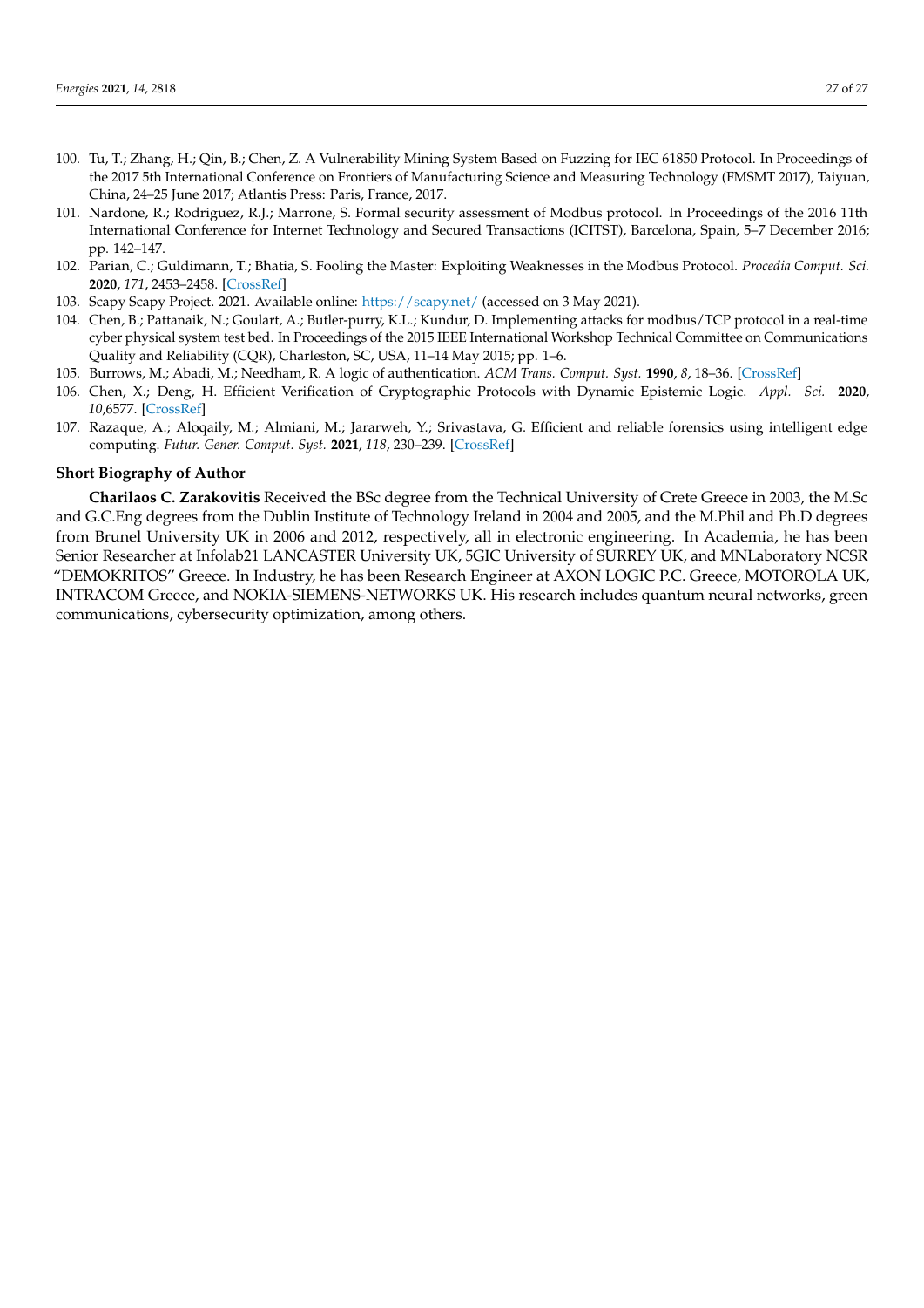100. Tu, T.; Zhang, H.; Qin, B.; Chen, Z. A Vulnerability Mining System Based on Fuzzing for IEC 61850 Protocol. In Proceedings of the 2017 5th International Conference on Frontiers of Manufacturing Science and Measuring Technology (FMSMT 2017), Taiyuan, China, 24–25 June 2017; Atlantis Press: Paris, France, 2017.
101. Nardone, R.; Rodriguez, R.J.; Marrone, S. Formal security assessment of Modbus protocol. In Proceedings of the 2016 11th International Conference for Internet Technology and Secured Transactions (ICITST), Barcelona, Spain, 5–7 December 2016; pp. 142–147.
102. Parian, C.; Guldimann, T.; Bhatia, S. Fooling the Master: Exploiting Weaknesses in the Modbus Protocol. *Procedia Comput. Sci.* **2020**, *171*, 2453–2458. [CrossRef]
103. Scapy Scapy Project. 2021. Available online: https://scapy.net/ (accessed on 3 May 2021).
104. Chen, B.; Pattanaik, N.; Goulart, A.; Butler-purry, K.L.; Kundur, D. Implementing attacks for modbus/TCP protocol in a real-time cyber physical system test bed. In Proceedings of the 2015 IEEE International Workshop Technical Committee on Communications Quality and Reliability (CQR), Charleston, SC, USA, 11–14 May 2015; pp. 1–6.
105. Burrows, M.; Abadi, M.; Needham, R. A logic of authentication. *ACM Trans. Comput. Syst.* **1990**, *8*, 18–36. [CrossRef]
106. Chen, X.; Deng, H. Efficient Verification of Cryptographic Protocols with Dynamic Epistemic Logic. *Appl. Sci.* **2020**, *10*,6577. [CrossRef]
107. Razaque, A.; Aloqaily, M.; Almiani, M.; Jararweh, Y.; Srivastava, G. Efficient and reliable forensics using intelligent edge computing. *Futur. Gener. Comput. Syst.* **2021**, *118*, 230–239. [CrossRef]

### Short Biography of Author

**Charilaos C. Zarakovitis** Received the BSc degree from the Technical University of Crete Greece in 2003, the M.Sc and G.C.Eng degrees from the Dublin Institute of Technology Ireland in 2004 and 2005, and the M.Phil and Ph.D degrees from Brunel University UK in 2006 and 2012, respectively, all in electronic engineering. In Academia, he has been Senior Researcher at Infolab21 LANCASTER University UK, 5GIC University of SURREY UK, and MNLaboratory NCSR "DEMOKRITOS" Greece. In Industry, he has been Research Engineer at AXON LOGIC P.C. Greece, MOTOROLA UK, INTRACOM Greece, and NOKIA-SIEMENS-NETWORKS UK. His research includes quantum neural networks, green communications, cybersecurity optimization, among others.